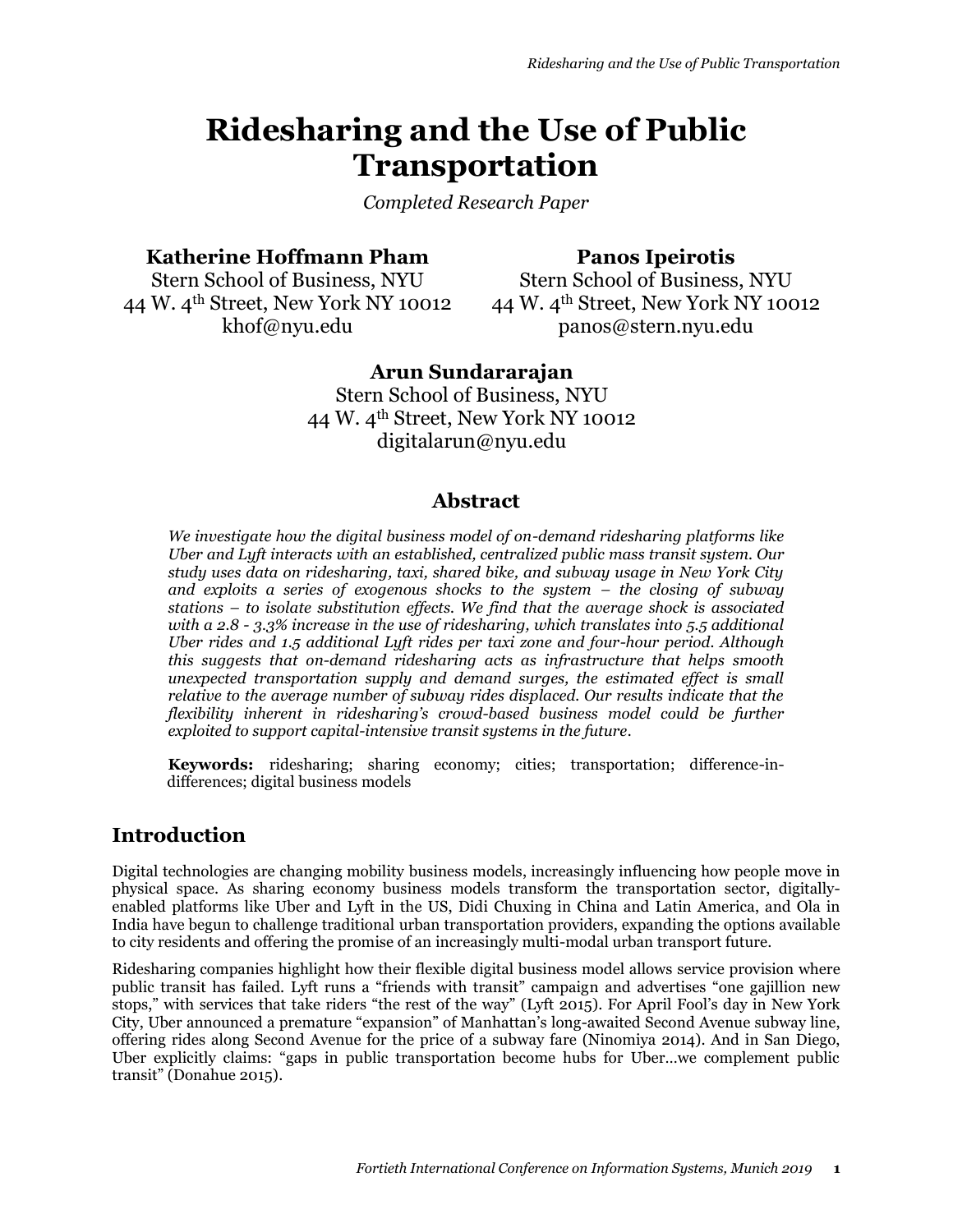# Ridesharing and the Use of Public Transportation

*Completed Research Paper*

**Katherine Hoffmann Pham**
Stern School of Business, NYU
44 W. 4th Street, New York NY 10012
khof@nyu.edu

**Panos Ipeirotis**
Stern School of Business, NYU
44 W. 4th Street, New York NY 10012
panos@stern.nyu.edu

**Arun Sundararajan**
Stern School of Business, NYU
44 W. 4th Street, New York NY 10012
digitalarun@nyu.edu

## Abstract

*We investigate how the digital business model of on-demand ridesharing platforms like Uber and Lyft interacts with an established, centralized public mass transit system. Our study uses data on ridesharing, taxi, shared bike, and subway usage in New York City and exploits a series of exogenous shocks to the system – the closing of subway stations – to isolate substitution effects. We find that the average shock is associated with a 2.8 - 3.3% increase in the use of ridesharing, which translates into 5.5 additional Uber rides and 1.5 additional Lyft rides per taxi zone and four-hour period. Although this suggests that on-demand ridesharing acts as infrastructure that helps smooth unexpected transportation supply and demand surges, the estimated effect is small relative to the average number of subway rides displaced. Our results indicate that the flexibility inherent in ridesharing's crowd-based business model could be further exploited to support capital-intensive transit systems in the future.*

**Keywords:** ridesharing; sharing economy; cities; transportation; difference-in-differences; digital business models

## Introduction

Digital technologies are changing mobility business models, increasingly influencing how people move in physical space. As sharing economy business models transform the transportation sector, digitally-enabled platforms like Uber and Lyft in the US, Didi Chuxing in China and Latin America, and Ola in India have begun to challenge traditional urban transportation providers, expanding the options available to city residents and offering the promise of an increasingly multi-modal urban transport future.

Ridesharing companies highlight how their flexible digital business model allows service provision where public transit has failed. Lyft runs a "friends with transit" campaign and advertises "one gajillion new stops," with services that take riders "the rest of the way" (Lyft 2015). For April Fool's day in New York City, Uber announced a premature "expansion" of Manhattan's long-awaited Second Avenue subway line, offering rides along Second Avenue for the price of a subway fare (Ninomiya 2014). And in San Diego, Uber explicitly claims: "gaps in public transportation become hubs for Uber…we complement public transit" (Donahue 2015).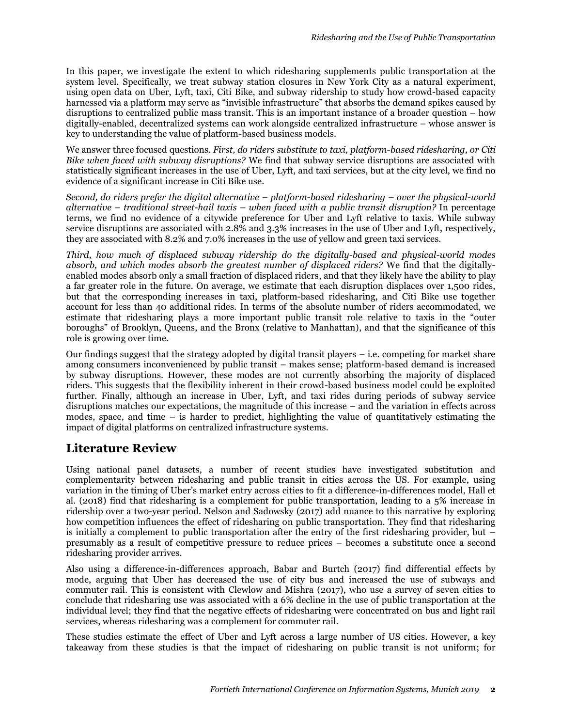In this paper, we investigate the extent to which ridesharing supplements public transportation at the system level. Specifically, we treat subway station closures in New York City as a natural experiment, using open data on Uber, Lyft, taxi, Citi Bike, and subway ridership to study how crowd-based capacity harnessed via a platform may serve as "invisible infrastructure" that absorbs the demand spikes caused by disruptions to centralized public mass transit. This is an important instance of a broader question – how digitally-enabled, decentralized systems can work alongside centralized infrastructure – whose answer is key to understanding the value of platform-based business models.

We answer three focused questions. *First, do riders substitute to taxi, platform-based ridesharing, or Citi Bike when faced with subway disruptions?* We find that subway service disruptions are associated with statistically significant increases in the use of Uber, Lyft, and taxi services, but at the city level, we find no evidence of a significant increase in Citi Bike use.

*Second, do riders prefer the digital alternative – platform-based ridesharing – over the physical-world alternative – traditional street-hail taxis – when faced with a public transit disruption?* In percentage terms, we find no evidence of a citywide preference for Uber and Lyft relative to taxis. While subway service disruptions are associated with 2.8% and 3.3% increases in the use of Uber and Lyft, respectively, they are associated with 8.2% and 7.0% increases in the use of yellow and green taxi services.

*Third, how much of displaced subway ridership do the digitally-based and physical-world modes absorb, and which modes absorb the greatest number of displaced riders?* We find that the digitally-enabled modes absorb only a small fraction of displaced riders, and that they likely have the ability to play a far greater role in the future. On average, we estimate that each disruption displaces over 1,500 rides, but that the corresponding increases in taxi, platform-based ridesharing, and Citi Bike use together account for less than 40 additional rides. In terms of the absolute number of riders accommodated, we estimate that ridesharing plays a more important public transit role relative to taxis in the "outer boroughs" of Brooklyn, Queens, and the Bronx (relative to Manhattan), and that the significance of this role is growing over time.

Our findings suggest that the strategy adopted by digital transit players – i.e. competing for market share among consumers inconvenienced by public transit – makes sense; platform-based demand is increased by subway disruptions. However, these modes are not currently absorbing the majority of displaced riders. This suggests that the flexibility inherent in their crowd-based business model could be exploited further. Finally, although an increase in Uber, Lyft, and taxi rides during periods of subway service disruptions matches our expectations, the magnitude of this increase – and the variation in effects across modes, space, and time – is harder to predict, highlighting the value of quantitatively estimating the impact of digital platforms on centralized infrastructure systems.

## Literature Review

Using national panel datasets, a number of recent studies have investigated substitution and complementarity between ridesharing and public transit in cities across the US. For example, using variation in the timing of Uber's market entry across cities to fit a difference-in-differences model, Hall et al. (2018) find that ridesharing is a complement for public transportation, leading to a 5% increase in ridership over a two-year period. Nelson and Sadowsky (2017) add nuance to this narrative by exploring how competition influences the effect of ridesharing on public transportation. They find that ridesharing is initially a complement to public transportation after the entry of the first ridesharing provider, but – presumably as a result of competitive pressure to reduce prices – becomes a substitute once a second ridesharing provider arrives.

Also using a difference-in-differences approach, Babar and Burtch (2017) find differential effects by mode, arguing that Uber has decreased the use of city bus and increased the use of subways and commuter rail. This is consistent with Clewlow and Mishra (2017), who use a survey of seven cities to conclude that ridesharing use was associated with a 6% decline in the use of public transportation at the individual level; they find that the negative effects of ridesharing were concentrated on bus and light rail services, whereas ridesharing was a complement for commuter rail.

These studies estimate the effect of Uber and Lyft across a large number of US cities. However, a key takeaway from these studies is that the impact of ridesharing on public transit is not uniform; for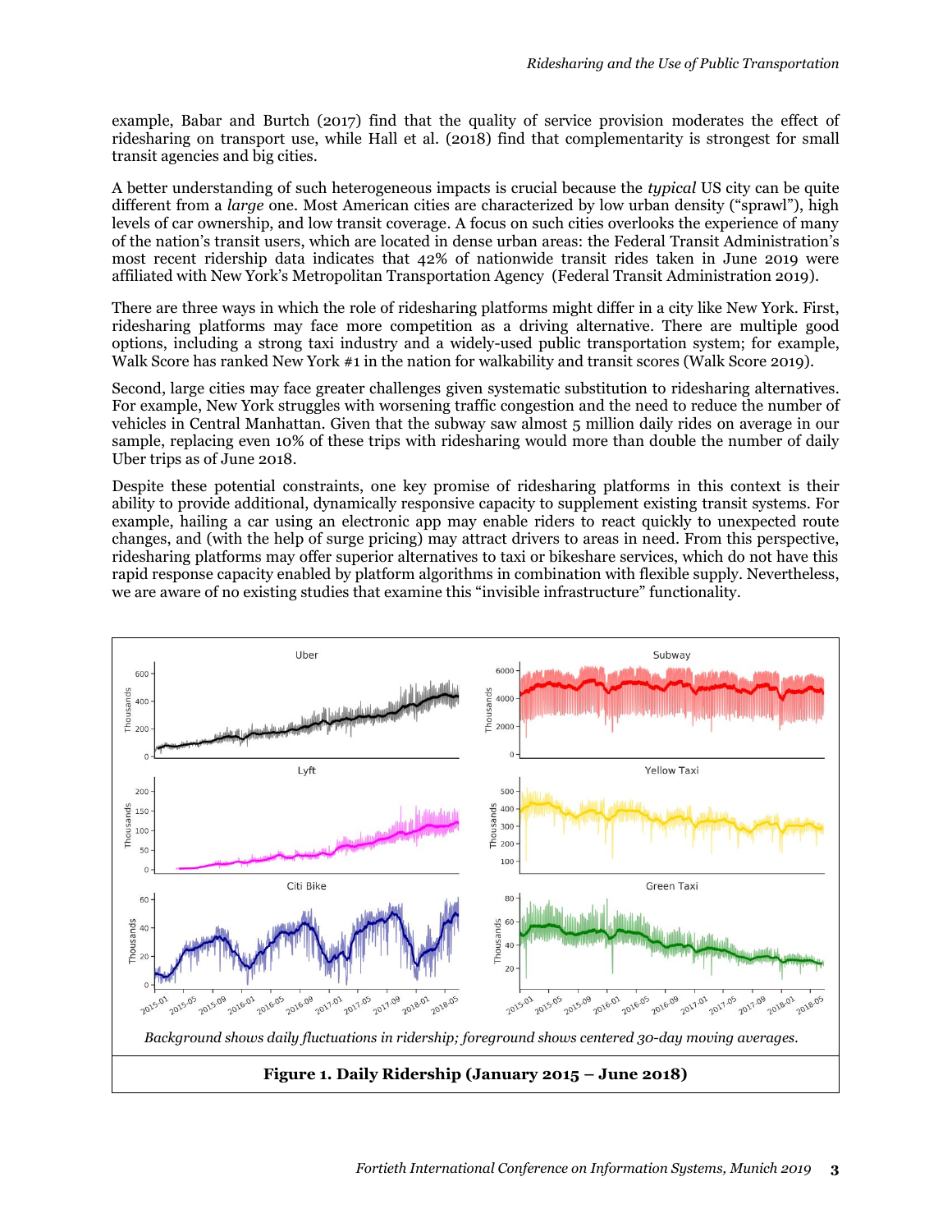example, Babar and Burtch (2017) find that the quality of service provision moderates the effect of ridesharing on transport use, while Hall et al. (2018) find that complementarity is strongest for small transit agencies and big cities.

A better understanding of such heterogeneous impacts is crucial because the *typical* US city can be quite different from a *large* one. Most American cities are characterized by low urban density ("sprawl"), high levels of car ownership, and low transit coverage. A focus on such cities overlooks the experience of many of the nation's transit users, which are located in dense urban areas: the Federal Transit Administration's most recent ridership data indicates that 42% of nationwide transit rides taken in June 2019 were affiliated with New York's Metropolitan Transportation Agency (Federal Transit Administration 2019).

There are three ways in which the role of ridesharing platforms might differ in a city like New York. First, ridesharing platforms may face more competition as a driving alternative. There are multiple good options, including a strong taxi industry and a widely-used public transportation system; for example, Walk Score has ranked New York #1 in the nation for walkability and transit scores (Walk Score 2019).

Second, large cities may face greater challenges given systematic substitution to ridesharing alternatives. For example, New York struggles with worsening traffic congestion and the need to reduce the number of vehicles in Central Manhattan. Given that the subway saw almost 5 million daily rides on average in our sample, replacing even 10% of these trips with ridesharing would more than double the number of daily Uber trips as of June 2018.

Despite these potential constraints, one key promise of ridesharing platforms in this context is their ability to provide additional, dynamically responsive capacity to supplement existing transit systems. For example, hailing a car using an electronic app may enable riders to react quickly to unexpected route changes, and (with the help of surge pricing) may attract drivers to areas in need. From this perspective, ridesharing platforms may offer superior alternatives to taxi or bikeshare services, which do not have this rapid response capacity enabled by platform algorithms in combination with flexible supply. Nevertheless, we are aware of no existing studies that examine this "invisible infrastructure" functionality.

*Background shows daily fluctuations in ridership; foreground shows centered 30-day moving averages.*

**Figure 1. Daily Ridership (January 2015 – June 2018)**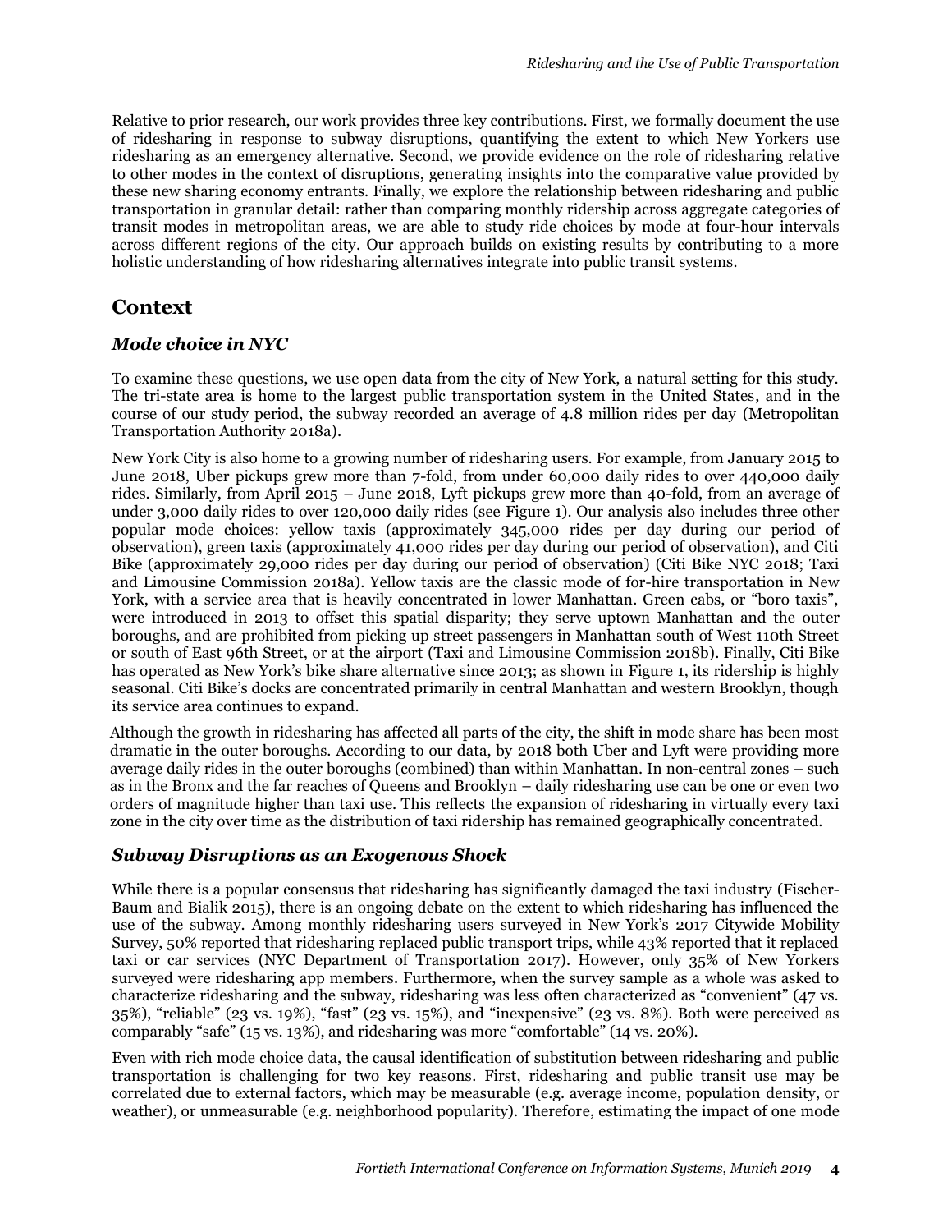Relative to prior research, our work provides three key contributions. First, we formally document the use of ridesharing in response to subway disruptions, quantifying the extent to which New Yorkers use ridesharing as an emergency alternative. Second, we provide evidence on the role of ridesharing relative to other modes in the context of disruptions, generating insights into the comparative value provided by these new sharing economy entrants. Finally, we explore the relationship between ridesharing and public transportation in granular detail: rather than comparing monthly ridership across aggregate categories of transit modes in metropolitan areas, we are able to study ride choices by mode at four-hour intervals across different regions of the city. Our approach builds on existing results by contributing to a more holistic understanding of how ridesharing alternatives integrate into public transit systems.

## Context

### *Mode choice in NYC*

To examine these questions, we use open data from the city of New York, a natural setting for this study. The tri-state area is home to the largest public transportation system in the United States, and in the course of our study period, the subway recorded an average of 4.8 million rides per day (Metropolitan Transportation Authority 2018a).

New York City is also home to a growing number of ridesharing users. For example, from January 2015 to June 2018, Uber pickups grew more than 7-fold, from under 60,000 daily rides to over 440,000 daily rides. Similarly, from April 2015 – June 2018, Lyft pickups grew more than 40-fold, from an average of under 3,000 daily rides to over 120,000 daily rides (see Figure 1). Our analysis also includes three other popular mode choices: yellow taxis (approximately 345,000 rides per day during our period of observation), green taxis (approximately 41,000 rides per day during our period of observation), and Citi Bike (approximately 29,000 rides per day during our period of observation) (Citi Bike NYC 2018; Taxi and Limousine Commission 2018a). Yellow taxis are the classic mode of for-hire transportation in New York, with a service area that is heavily concentrated in lower Manhattan. Green cabs, or "boro taxis", were introduced in 2013 to offset this spatial disparity; they serve uptown Manhattan and the outer boroughs, and are prohibited from picking up street passengers in Manhattan south of West 110th Street or south of East 96th Street, or at the airport (Taxi and Limousine Commission 2018b). Finally, Citi Bike has operated as New York's bike share alternative since 2013; as shown in Figure 1, its ridership is highly seasonal. Citi Bike's docks are concentrated primarily in central Manhattan and western Brooklyn, though its service area continues to expand.

Although the growth in ridesharing has affected all parts of the city, the shift in mode share has been most dramatic in the outer boroughs. According to our data, by 2018 both Uber and Lyft were providing more average daily rides in the outer boroughs (combined) than within Manhattan. In non-central zones – such as in the Bronx and the far reaches of Queens and Brooklyn – daily ridesharing use can be one or even two orders of magnitude higher than taxi use. This reflects the expansion of ridesharing in virtually every taxi zone in the city over time as the distribution of taxi ridership has remained geographically concentrated.

### *Subway Disruptions as an Exogenous Shock*

While there is a popular consensus that ridesharing has significantly damaged the taxi industry (Fischer-Baum and Bialik 2015), there is an ongoing debate on the extent to which ridesharing has influenced the use of the subway. Among monthly ridesharing users surveyed in New York's 2017 Citywide Mobility Survey, 50% reported that ridesharing replaced public transport trips, while 43% reported that it replaced taxi or car services (NYC Department of Transportation 2017). However, only 35% of New Yorkers surveyed were ridesharing app members. Furthermore, when the survey sample as a whole was asked to characterize ridesharing and the subway, ridesharing was less often characterized as "convenient" (47 vs. 35%), "reliable" (23 vs. 19%), "fast" (23 vs. 15%), and "inexpensive" (23 vs. 8%). Both were perceived as comparably "safe" (15 vs. 13%), and ridesharing was more "comfortable" (14 vs. 20%).

Even with rich mode choice data, the causal identification of substitution between ridesharing and public transportation is challenging for two key reasons. First, ridesharing and public transit use may be correlated due to external factors, which may be measurable (e.g. average income, population density, or weather), or unmeasurable (e.g. neighborhood popularity). Therefore, estimating the impact of one mode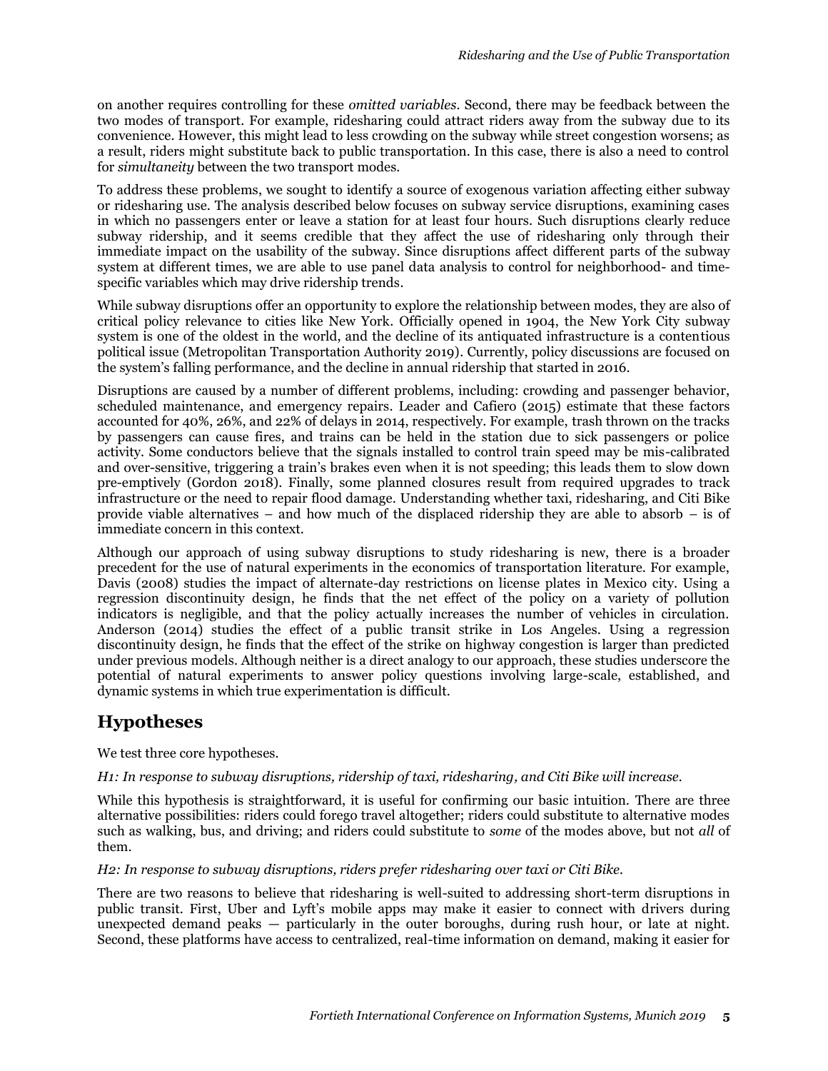on another requires controlling for these *omitted variables*. Second, there may be feedback between the two modes of transport. For example, ridesharing could attract riders away from the subway due to its convenience. However, this might lead to less crowding on the subway while street congestion worsens; as a result, riders might substitute back to public transportation. In this case, there is also a need to control for *simultaneity* between the two transport modes.

To address these problems, we sought to identify a source of exogenous variation affecting either subway or ridesharing use. The analysis described below focuses on subway service disruptions, examining cases in which no passengers enter or leave a station for at least four hours. Such disruptions clearly reduce subway ridership, and it seems credible that they affect the use of ridesharing only through their immediate impact on the usability of the subway. Since disruptions affect different parts of the subway system at different times, we are able to use panel data analysis to control for neighborhood- and time-specific variables which may drive ridership trends.

While subway disruptions offer an opportunity to explore the relationship between modes, they are also of critical policy relevance to cities like New York. Officially opened in 1904, the New York City subway system is one of the oldest in the world, and the decline of its antiquated infrastructure is a contentious political issue (Metropolitan Transportation Authority 2019). Currently, policy discussions are focused on the system's falling performance, and the decline in annual ridership that started in 2016.

Disruptions are caused by a number of different problems, including: crowding and passenger behavior, scheduled maintenance, and emergency repairs. Leader and Cafiero (2015) estimate that these factors accounted for 40%, 26%, and 22% of delays in 2014, respectively. For example, trash thrown on the tracks by passengers can cause fires, and trains can be held in the station due to sick passengers or police activity. Some conductors believe that the signals installed to control train speed may be mis-calibrated and over-sensitive, triggering a train's brakes even when it is not speeding; this leads them to slow down pre-emptively (Gordon 2018). Finally, some planned closures result from required upgrades to track infrastructure or the need to repair flood damage. Understanding whether taxi, ridesharing, and Citi Bike provide viable alternatives – and how much of the displaced ridership they are able to absorb – is of immediate concern in this context.

Although our approach of using subway disruptions to study ridesharing is new, there is a broader precedent for the use of natural experiments in the economics of transportation literature. For example, Davis (2008) studies the impact of alternate-day restrictions on license plates in Mexico city. Using a regression discontinuity design, he finds that the net effect of the policy on a variety of pollution indicators is negligible, and that the policy actually increases the number of vehicles in circulation. Anderson (2014) studies the effect of a public transit strike in Los Angeles. Using a regression discontinuity design, he finds that the effect of the strike on highway congestion is larger than predicted under previous models. Although neither is a direct analogy to our approach, these studies underscore the potential of natural experiments to answer policy questions involving large-scale, established, and dynamic systems in which true experimentation is difficult.

## Hypotheses

We test three core hypotheses.

*H1: In response to subway disruptions, ridership of taxi, ridesharing, and Citi Bike will increase.*

While this hypothesis is straightforward, it is useful for confirming our basic intuition. There are three alternative possibilities: riders could forego travel altogether; riders could substitute to alternative modes such as walking, bus, and driving; and riders could substitute to *some* of the modes above, but not *all* of them.

*H2: In response to subway disruptions, riders prefer ridesharing over taxi or Citi Bike.*

There are two reasons to believe that ridesharing is well-suited to addressing short-term disruptions in public transit. First, Uber and Lyft's mobile apps may make it easier to connect with drivers during unexpected demand peaks — particularly in the outer boroughs, during rush hour, or late at night. Second, these platforms have access to centralized, real-time information on demand, making it easier for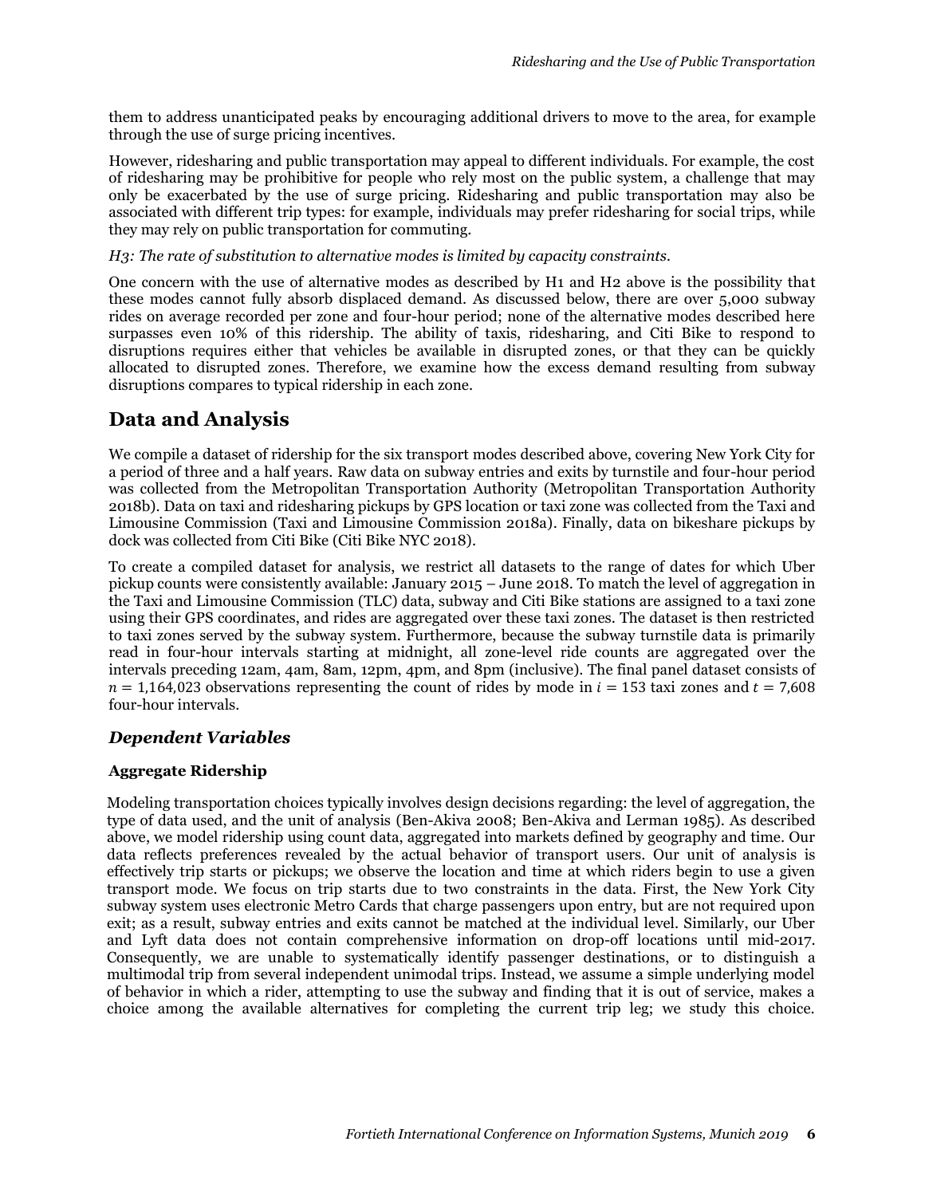them to address unanticipated peaks by encouraging additional drivers to move to the area, for example through the use of surge pricing incentives.

However, ridesharing and public transportation may appeal to different individuals. For example, the cost of ridesharing may be prohibitive for people who rely most on the public system, a challenge that may only be exacerbated by the use of surge pricing. Ridesharing and public transportation may also be associated with different trip types: for example, individuals may prefer ridesharing for social trips, while they may rely on public transportation for commuting.

*H3: The rate of substitution to alternative modes is limited by capacity constraints.*

One concern with the use of alternative modes as described by H1 and H2 above is the possibility that these modes cannot fully absorb displaced demand. As discussed below, there are over 5,000 subway rides on average recorded per zone and four-hour period; none of the alternative modes described here surpasses even 10% of this ridership. The ability of taxis, ridesharing, and Citi Bike to respond to disruptions requires either that vehicles be available in disrupted zones, or that they can be quickly allocated to disrupted zones. Therefore, we examine how the excess demand resulting from subway disruptions compares to typical ridership in each zone.

## Data and Analysis

We compile a dataset of ridership for the six transport modes described above, covering New York City for a period of three and a half years. Raw data on subway entries and exits by turnstile and four-hour period was collected from the Metropolitan Transportation Authority (Metropolitan Transportation Authority 2018b). Data on taxi and ridesharing pickups by GPS location or taxi zone was collected from the Taxi and Limousine Commission (Taxi and Limousine Commission 2018a). Finally, data on bikeshare pickups by dock was collected from Citi Bike (Citi Bike NYC 2018).

To create a compiled dataset for analysis, we restrict all datasets to the range of dates for which Uber pickup counts were consistently available: January 2015 – June 2018. To match the level of aggregation in the Taxi and Limousine Commission (TLC) data, subway and Citi Bike stations are assigned to a taxi zone using their GPS coordinates, and rides are aggregated over these taxi zones. The dataset is then restricted to taxi zones served by the subway system. Furthermore, because the subway turnstile data is primarily read in four-hour intervals starting at midnight, all zone-level ride counts are aggregated over the intervals preceding 12am, 4am, 8am, 12pm, 4pm, and 8pm (inclusive). The final panel dataset consists of $n = 1{,}164{,}023$ observations representing the count of rides by mode in $i = 153$ taxi zones and $t = 7{,}608$ four-hour intervals.

### *Dependent Variables*

#### Aggregate Ridership

Modeling transportation choices typically involves design decisions regarding: the level of aggregation, the type of data used, and the unit of analysis (Ben-Akiva 2008; Ben-Akiva and Lerman 1985). As described above, we model ridership using count data, aggregated into markets defined by geography and time. Our data reflects preferences revealed by the actual behavior of transport users. Our unit of analysis is effectively trip starts or pickups; we observe the location and time at which riders begin to use a given transport mode. We focus on trip starts due to two constraints in the data. First, the New York City subway system uses electronic Metro Cards that charge passengers upon entry, but are not required upon exit; as a result, subway entries and exits cannot be matched at the individual level. Similarly, our Uber and Lyft data does not contain comprehensive information on drop-off locations until mid-2017. Consequently, we are unable to systematically identify passenger destinations, or to distinguish a multimodal trip from several independent unimodal trips. Instead, we assume a simple underlying model of behavior in which a rider, attempting to use the subway and finding that it is out of service, makes a choice among the available alternatives for completing the current trip leg; we study this choice.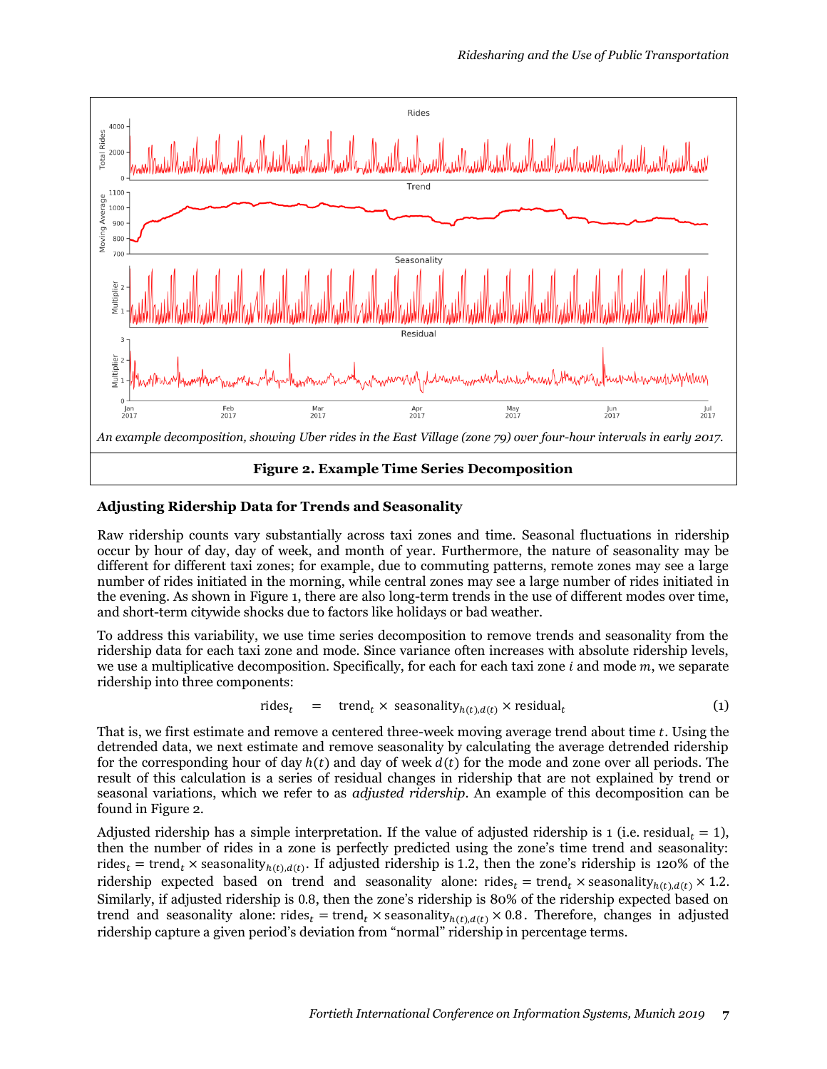*An example decomposition, showing Uber rides in the East Village (zone 79) over four-hour intervals in early 2017.*

**Figure 2. Example Time Series Decomposition**

### Adjusting Ridership Data for Trends and Seasonality

Raw ridership counts vary substantially across taxi zones and time. Seasonal fluctuations in ridership occur by hour of day, day of week, and month of year. Furthermore, the nature of seasonality may be different for different taxi zones; for example, due to commuting patterns, remote zones may see a large number of rides initiated in the morning, while central zones may see a large number of rides initiated in the evening. As shown in Figure 1, there are also long-term trends in the use of different modes over time, and short-term citywide shocks due to factors like holidays or bad weather.

To address this variability, we use time series decomposition to remove trends and seasonality from the ridership data for each taxi zone and mode. Since variance often increases with absolute ridership levels, we use a multiplicative decomposition. Specifically, for each for each taxi zone $i$ and mode $m$, we separate ridership into three components:

$$\text{rides}_t \quad = \quad \text{trend}_t \times \text{seasonality}_{h(t),d(t)} \times \text{residual}_t \tag{1}$$

That is, we first estimate and remove a centered three-week moving average trend about time $t$. Using the detrended data, we next estimate and remove seasonality by calculating the average detrended ridership for the corresponding hour of day $h(t)$ and day of week $d(t)$ for the mode and zone over all periods. The result of this calculation is a series of residual changes in ridership that are not explained by trend or seasonal variations, which we refer to as *adjusted ridership*. An example of this decomposition can be found in Figure 2.

Adjusted ridership has a simple interpretation. If the value of adjusted ridership is 1 (i.e. $\text{residual}_t = 1$), then the number of rides in a zone is perfectly predicted using the zone's time trend and seasonality: $\text{rides}_t = \text{trend}_t \times \text{seasonality}_{h(t),d(t)}$. If adjusted ridership is 1.2, then the zone's ridership is 120% of the ridership expected based on trend and seasonality alone: $\text{rides}_t = \text{trend}_t \times \text{seasonality}_{h(t),d(t)} \times 1.2$. Similarly, if adjusted ridership is 0.8, then the zone's ridership is 80% of the ridership expected based on trend and seasonality alone: $\text{rides}_t = \text{trend}_t \times \text{seasonality}_{h(t),d(t)} \times 0.8$. Therefore, changes in adjusted ridership capture a given period's deviation from "normal" ridership in percentage terms.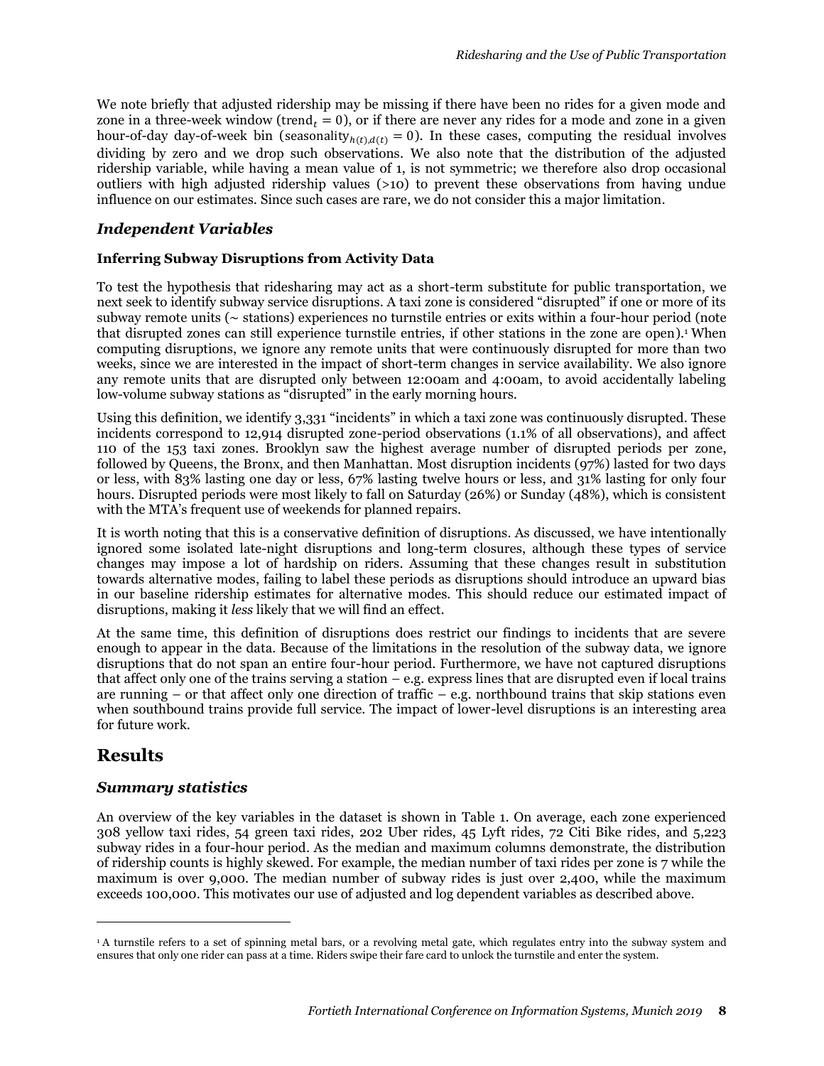We note briefly that adjusted ridership may be missing if there have been no rides for a given mode and zone in a three-week window ($\text{trend}_t = 0$), or if there are never any rides for a mode and zone in a given hour-of-day day-of-week bin ($\text{seasonality}_{h(t),d(t)} = 0$). In these cases, computing the residual involves dividing by zero and we drop such observations. We also note that the distribution of the adjusted ridership variable, while having a mean value of 1, is not symmetric; we therefore also drop occasional outliers with high adjusted ridership values (>10) to prevent these observations from having undue influence on our estimates. Since such cases are rare, we do not consider this a major limitation.

### *Independent Variables*

#### Inferring Subway Disruptions from Activity Data

To test the hypothesis that ridesharing may act as a short-term substitute for public transportation, we next seek to identify subway service disruptions. A taxi zone is considered "disrupted" if one or more of its subway remote units (~ stations) experiences no turnstile entries or exits within a four-hour period (note that disrupted zones can still experience turnstile entries, if other stations in the zone are open).[1] When computing disruptions, we ignore any remote units that were continuously disrupted for more than two weeks, since we are interested in the impact of short-term changes in service availability. We also ignore any remote units that are disrupted only between 12:00am and 4:00am, to avoid accidentally labeling low-volume subway stations as "disrupted" in the early morning hours.

Using this definition, we identify 3,331 "incidents" in which a taxi zone was continuously disrupted. These incidents correspond to 12,914 disrupted zone-period observations (1.1% of all observations), and affect 110 of the 153 taxi zones. Brooklyn saw the highest average number of disrupted periods per zone, followed by Queens, the Bronx, and then Manhattan. Most disruption incidents (97%) lasted for two days or less, with 83% lasting one day or less, 67% lasting twelve hours or less, and 31% lasting for only four hours. Disrupted periods were most likely to fall on Saturday (26%) or Sunday (48%), which is consistent with the MTA's frequent use of weekends for planned repairs.

It is worth noting that this is a conservative definition of disruptions. As discussed, we have intentionally ignored some isolated late-night disruptions and long-term closures, although these types of service changes may impose a lot of hardship on riders. Assuming that these changes result in substitution towards alternative modes, failing to label these periods as disruptions should introduce an upward bias in our baseline ridership estimates for alternative modes. This should reduce our estimated impact of disruptions, making it *less* likely that we will find an effect.

At the same time, this definition of disruptions does restrict our findings to incidents that are severe enough to appear in the data. Because of the limitations in the resolution of the subway data, we ignore disruptions that do not span an entire four-hour period. Furthermore, we have not captured disruptions that affect only one of the trains serving a station – e.g. express lines that are disrupted even if local trains are running – or that affect only one direction of traffic – e.g. northbound trains that skip stations even when southbound trains provide full service. The impact of lower-level disruptions is an interesting area for future work.

## Results

### *Summary statistics*

An overview of the key variables in the dataset is shown in Table 1. On average, each zone experienced 308 yellow taxi rides, 54 green taxi rides, 202 Uber rides, 45 Lyft rides, 72 Citi Bike rides, and 5,223 subway rides in a four-hour period. As the median and maximum columns demonstrate, the distribution of ridership counts is highly skewed. For example, the median number of taxi rides per zone is 7 while the maximum is over 9,000. The median number of subway rides is just over 2,400, while the maximum exceeds 100,000. This motivates our use of adjusted and log dependent variables as described above.

---

[1] A turnstile refers to a set of spinning metal bars, or a revolving metal gate, which regulates entry into the subway system and ensures that only one rider can pass at a time. Riders swipe their fare card to unlock the turnstile and enter the system.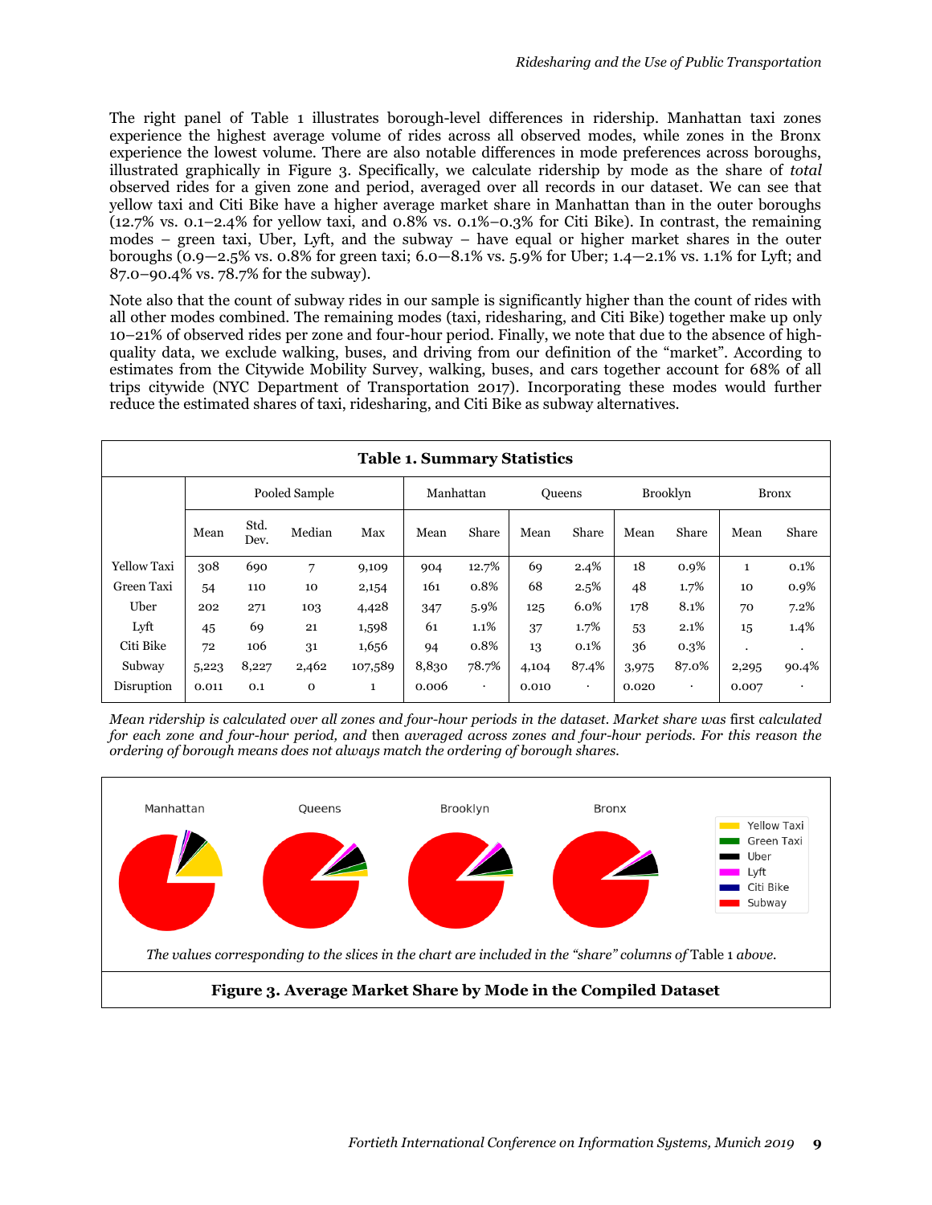The right panel of Table 1 illustrates borough-level differences in ridership. Manhattan taxi zones experience the highest average volume of rides across all observed modes, while zones in the Bronx experience the lowest volume. There are also notable differences in mode preferences across boroughs, illustrated graphically in Figure 3. Specifically, we calculate ridership by mode as the share of *total* observed rides for a given zone and period, averaged over all records in our dataset. We can see that yellow taxi and Citi Bike have a higher average market share in Manhattan than in the outer boroughs (12.7% vs. 0.1–2.4% for yellow taxi, and 0.8% vs. 0.1%–0.3% for Citi Bike). In contrast, the remaining modes – green taxi, Uber, Lyft, and the subway – have equal or higher market shares in the outer boroughs (0.9—2.5% vs. 0.8% for green taxi; 6.0—8.1% vs. 5.9% for Uber; 1.4—2.1% vs. 1.1% for Lyft; and 87.0–90.4% vs. 78.7% for the subway).

Note also that the count of subway rides in our sample is significantly higher than the count of rides with all other modes combined. The remaining modes (taxi, ridesharing, and Citi Bike) together make up only 10–21% of observed rides per zone and four-hour period. Finally, we note that due to the absence of high-quality data, we exclude walking, buses, and driving from our definition of the "market". According to estimates from the Citywide Mobility Survey, walking, buses, and cars together account for 68% of all trips citywide (NYC Department of Transportation 2017). Incorporating these modes would further reduce the estimated shares of taxi, ridesharing, and Citi Bike as subway alternatives.

**Table 1. Summary Statistics**

| | Pooled Sample | | | | Manhattan | | Queens | | Brooklyn | | Bronx | |
|---|---|---|---|---|---|---|---|---|---|---|---|---|
| | Mean | Std. Dev. | Median | Max | Mean | Share | Mean | Share | Mean | Share | Mean | Share |
| Yellow Taxi | 308 | 690 | 7 | 9,109 | 904 | 12.7% | 69 | 2.4% | 18 | 0.9% | 1 | 0.1% |
| Green Taxi | 54 | 110 | 10 | 2,154 | 161 | 0.8% | 68 | 2.5% | 48 | 1.7% | 10 | 0.9% |
| Uber | 202 | 271 | 103 | 4,428 | 347 | 5.9% | 125 | 6.0% | 178 | 8.1% | 70 | 7.2% |
| Lyft | 45 | 69 | 21 | 1,598 | 61 | 1.1% | 37 | 1.7% | 53 | 2.1% | 15 | 1.4% |
| Citi Bike | 72 | 106 | 31 | 1,656 | 94 | 0.8% | 13 | 0.1% | 36 | 0.3% | . | . |
| Subway | 5,223 | 8,227 | 2,462 | 107,589 | 8,830 | 78.7% | 4,104 | 87.4% | 3,975 | 87.0% | 2,295 | 90.4% |
| Disruption | 0.011 | 0.1 | 0 | 1 | 0.006 | . | 0.010 | . | 0.020 | . | 0.007 | . |

*Mean ridership is calculated over all zones and four-hour periods in the dataset. Market share was* first *calculated for each zone and four-hour period, and* then *averaged across zones and four-hour periods. For this reason the ordering of borough means does not always match the ordering of borough shares.*

*The values corresponding to the slices in the chart are included in the "share" columns of* Table 1 *above.*

**Figure 3. Average Market Share by Mode in the Compiled Dataset**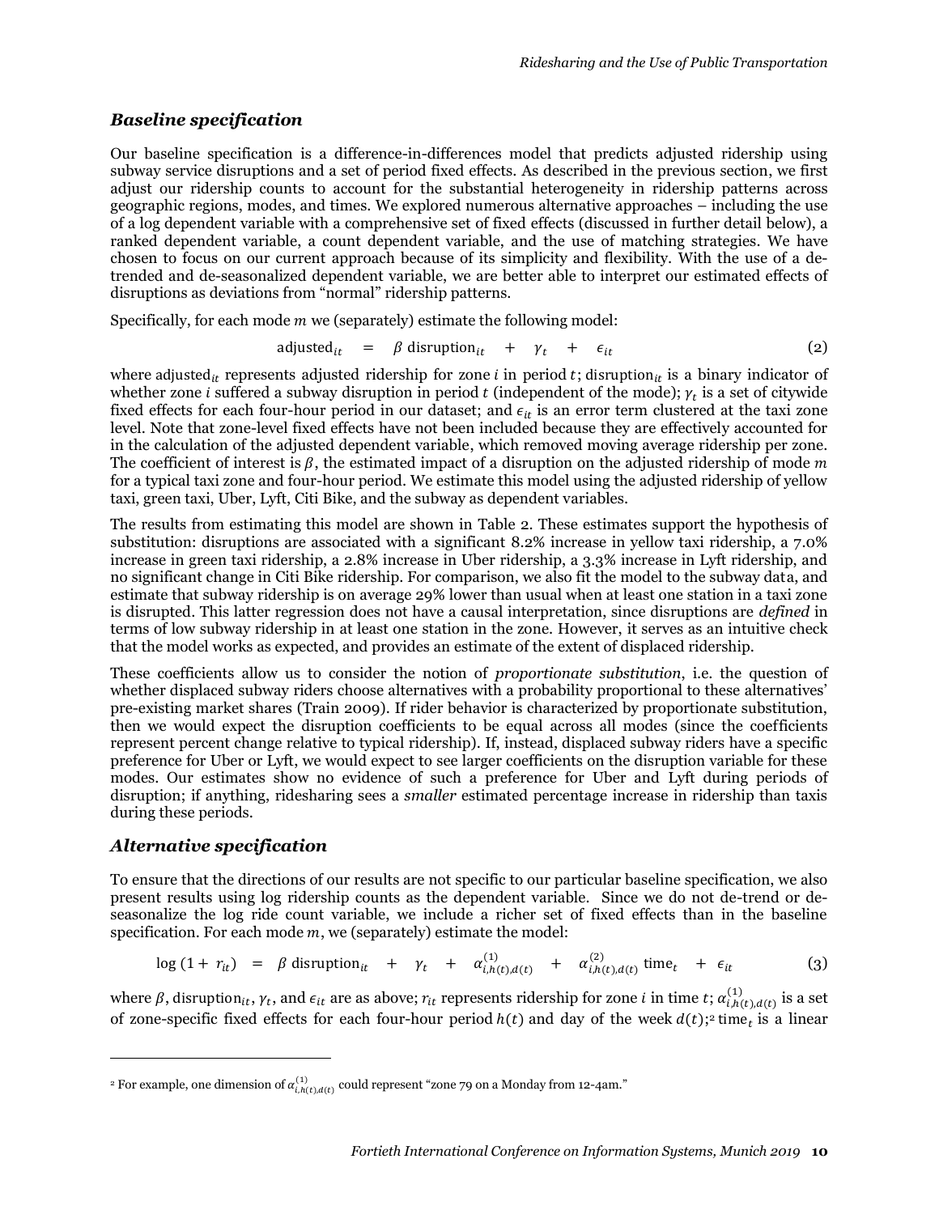### *Baseline specification*

Our baseline specification is a difference-in-differences model that predicts adjusted ridership using subway service disruptions and a set of period fixed effects. As described in the previous section, we first adjust our ridership counts to account for the substantial heterogeneity in ridership patterns across geographic regions, modes, and times. We explored numerous alternative approaches – including the use of a log dependent variable with a comprehensive set of fixed effects (discussed in further detail below), a ranked dependent variable, a count dependent variable, and the use of matching strategies. We have chosen to focus on our current approach because of its simplicity and flexibility. With the use of a de-trended and de-seasonalized dependent variable, we are better able to interpret our estimated effects of disruptions as deviations from "normal" ridership patterns.

Specifically, for each mode $m$ we (separately) estimate the following model:

$$\text{adjusted}_{it} \quad = \quad \beta \, \text{disruption}_{it} \quad + \quad \gamma_t \quad + \quad \epsilon_{it} \tag{2}$$

where $\text{adjusted}_{it}$ represents adjusted ridership for zone $i$ in period $t$; $\text{disruption}_{it}$ is a binary indicator of whether zone $i$ suffered a subway disruption in period $t$ (independent of the mode); $\gamma_t$ is a set of citywide fixed effects for each four-hour period in our dataset; and $\epsilon_{it}$ is an error term clustered at the taxi zone level. Note that zone-level fixed effects have not been included because they are effectively accounted for in the calculation of the adjusted dependent variable, which removed moving average ridership per zone. The coefficient of interest is $\beta$, the estimated impact of a disruption on the adjusted ridership of mode $m$ for a typical taxi zone and four-hour period. We estimate this model using the adjusted ridership of yellow taxi, green taxi, Uber, Lyft, Citi Bike, and the subway as dependent variables.

The results from estimating this model are shown in Table 2. These estimates support the hypothesis of substitution: disruptions are associated with a significant 8.2% increase in yellow taxi ridership, a 7.0% increase in green taxi ridership, a 2.8% increase in Uber ridership, a 3.3% increase in Lyft ridership, and no significant change in Citi Bike ridership. For comparison, we also fit the model to the subway data, and estimate that subway ridership is on average 29% lower than usual when at least one station in a taxi zone is disrupted. This latter regression does not have a causal interpretation, since disruptions are *defined* in terms of low subway ridership in at least one station in the zone. However, it serves as an intuitive check that the model works as expected, and provides an estimate of the extent of displaced ridership.

These coefficients allow us to consider the notion of *proportionate substitution*, i.e. the question of whether displaced subway riders choose alternatives with a probability proportional to these alternatives' pre-existing market shares (Train 2009). If rider behavior is characterized by proportionate substitution, then we would expect the disruption coefficients to be equal across all modes (since the coefficients represent percent change relative to typical ridership). If, instead, displaced subway riders have a specific preference for Uber or Lyft, we would expect to see larger coefficients on the disruption variable for these modes. Our estimates show no evidence of such a preference for Uber and Lyft during periods of disruption; if anything, ridesharing sees a *smaller* estimated percentage increase in ridership than taxis during these periods.

### *Alternative specification*

To ensure that the directions of our results are not specific to our particular baseline specification, we also present results using log ridership counts as the dependent variable. Since we do not de-trend or de-seasonalize the log ride count variable, we include a richer set of fixed effects than in the baseline specification. For each mode $m$, we (separately) estimate the model:

$$\log{(1 + r_{it})} \quad = \quad \beta \, \text{disruption}_{it} \quad + \quad \gamma_t \quad + \quad \alpha^{(1)}_{i,h(t),d(t)} \quad + \quad \alpha^{(2)}_{i,h(t),d(t)} \, \text{time}_t \quad + \quad \epsilon_{it} \tag{3}$$

where $\beta$, $\text{disruption}_{it}$, $\gamma_t$, and $\epsilon_{it}$ are as above; $r_{it}$ represents ridership for zone $i$ in time $t$; $\alpha^{(1)}_{i,h(t),d(t)}$ is a set of zone-specific fixed effects for each four-hour period $h(t)$ and day of the week $d(t)$;[2] $\text{time}_t$ is a linear

---

[2] For example, one dimension of $\alpha^{(1)}_{i,h(t),d(t)}$ could represent "zone 79 on a Monday from 12-4am."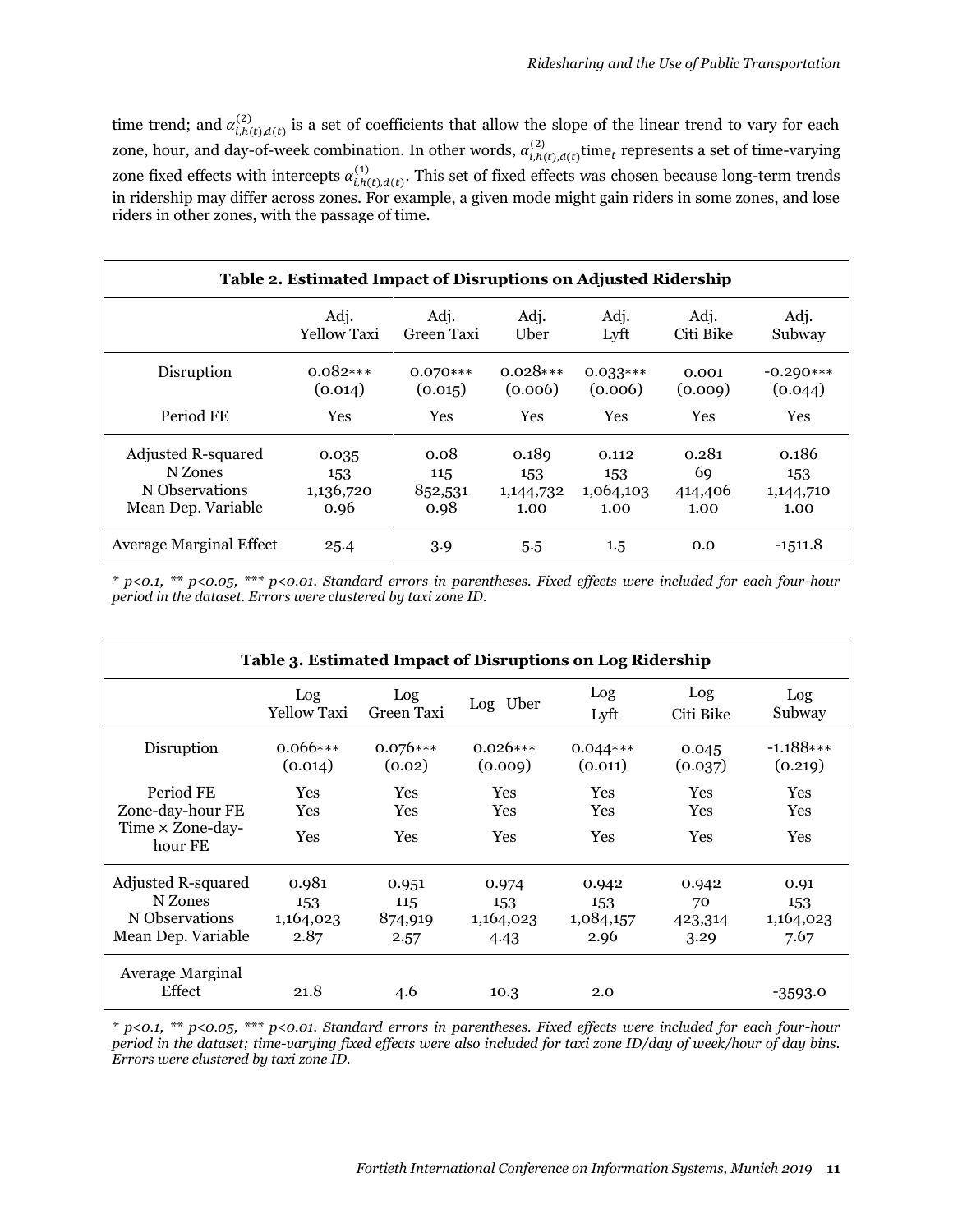time trend; and $\alpha^{(2)}_{i,h(t),d(t)}$ is a set of coefficients that allow the slope of the linear trend to vary for each zone, hour, and day-of-week combination. In other words, $\alpha^{(2)}_{i,h(t),d(t)}\text{time}_t$ represents a set of time-varying zone fixed effects with intercepts $\alpha^{(1)}_{i,h(t),d(t)}$. This set of fixed effects was chosen because long-term trends in ridership may differ across zones. For example, a given mode might gain riders in some zones, and lose riders in other zones, with the passage of time.

**Table 2. Estimated Impact of Disruptions on Adjusted Ridership**

| | Adj. Yellow Taxi | Adj. Green Taxi | Adj. Uber | Adj. Lyft | Adj. Citi Bike | Adj. Subway |
|---|---|---|---|---|---|---|
| Disruption | 0.082*** (0.014) | 0.070*** (0.015) | 0.028*** (0.006) | 0.033*** (0.006) | 0.001 (0.009) | -0.290*** (0.044) |
| Period FE | Yes | Yes | Yes | Yes | Yes | Yes |
| Adjusted R-squared | 0.035 | 0.08 | 0.189 | 0.112 | 0.281 | 0.186 |
| N Zones | 153 | 115 | 153 | 153 | 69 | 153 |
| N Observations | 1,136,720 | 852,531 | 1,144,732 | 1,064,103 | 414,406 | 1,144,710 |
| Mean Dep. Variable | 0.96 | 0.98 | 1.00 | 1.00 | 1.00 | 1.00 |
| Average Marginal Effect | 25.4 | 3.9 | 5.5 | 1.5 | 0.0 | -1511.8 |

*\* p<0.1, \*\* p<0.05, \*\*\* p<0.01. Standard errors in parentheses. Fixed effects were included for each four-hour period in the dataset. Errors were clustered by taxi zone ID.*

**Table 3. Estimated Impact of Disruptions on Log Ridership**

| | Log Yellow Taxi | Log Green Taxi | Log Uber | Log Lyft | Log Citi Bike | Log Subway |
|---|---|---|---|---|---|---|
| Disruption | 0.066*** (0.014) | 0.076*** (0.02) | 0.026*** (0.009) | 0.044*** (0.011) | 0.045 (0.037) | -1.188*** (0.219) |
| Period FE | Yes | Yes | Yes | Yes | Yes | Yes |
| Zone-day-hour FE | Yes | Yes | Yes | Yes | Yes | Yes |
| Time × Zone-day-hour FE | Yes | Yes | Yes | Yes | Yes | Yes |
| Adjusted R-squared | 0.981 | 0.951 | 0.974 | 0.942 | 0.942 | 0.91 |
| N Zones | 153 | 115 | 153 | 153 | 70 | 153 |
| N Observations | 1,164,023 | 874,919 | 1,164,023 | 1,084,157 | 423,314 | 1,164,023 |
| Mean Dep. Variable | 2.87 | 2.57 | 4.43 | 2.96 | 3.29 | 7.67 |
| Average Marginal Effect | 21.8 | 4.6 | 10.3 | 2.0 | | -3593.0 |

*\* p<0.1, \*\* p<0.05, \*\*\* p<0.01. Standard errors in parentheses. Fixed effects were included for each four-hour period in the dataset; time-varying fixed effects were also included for taxi zone ID/day of week/hour of day bins. Errors were clustered by taxi zone ID.*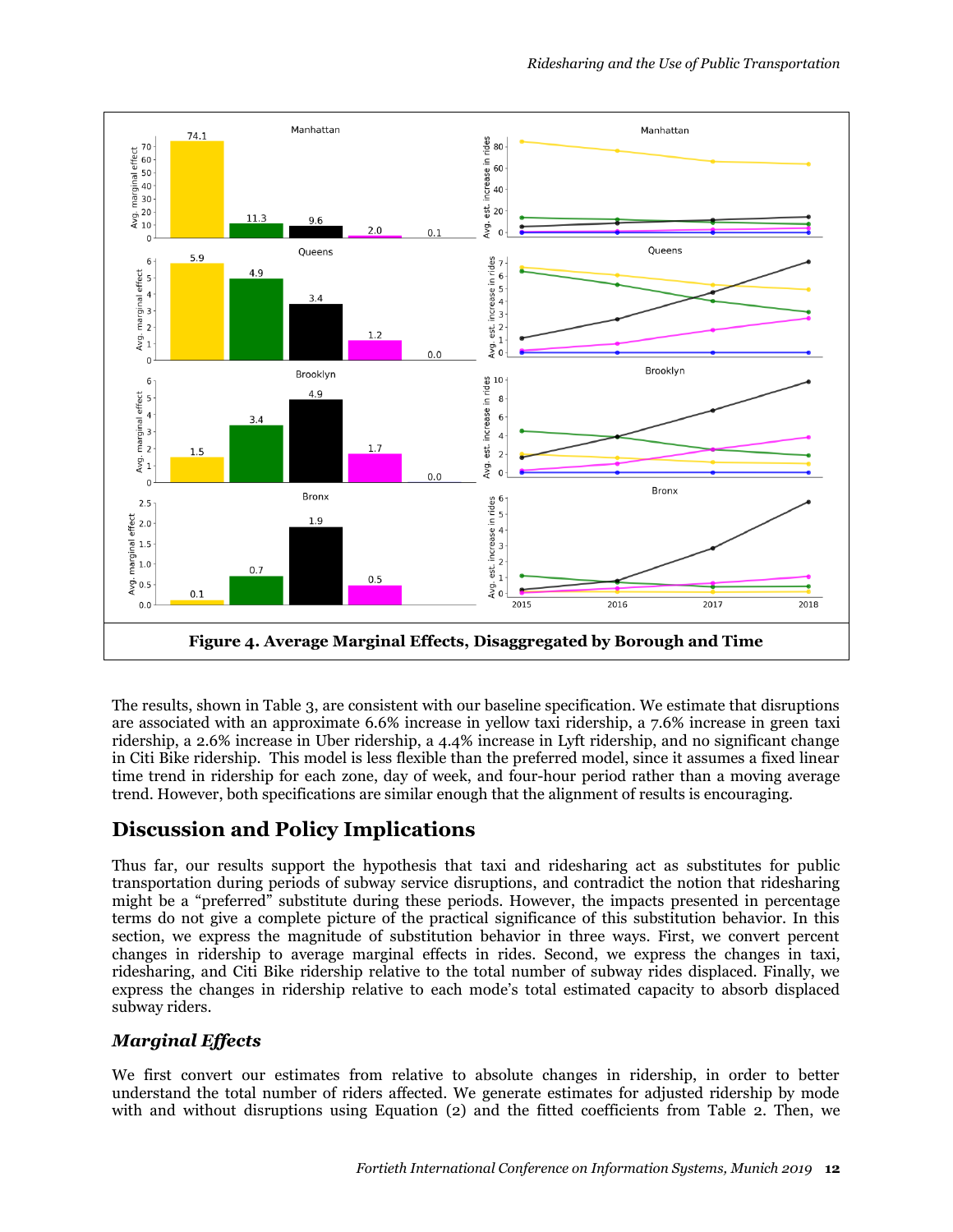**Figure 4. Average Marginal Effects, Disaggregated by Borough and Time**

The results, shown in Table 3, are consistent with our baseline specification. We estimate that disruptions are associated with an approximate 6.6% increase in yellow taxi ridership, a 7.6% increase in green taxi ridership, a 2.6% increase in Uber ridership, a 4.4% increase in Lyft ridership, and no significant change in Citi Bike ridership. This model is less flexible than the preferred model, since it assumes a fixed linear time trend in ridership for each zone, day of week, and four-hour period rather than a moving average trend. However, both specifications are similar enough that the alignment of results is encouraging.

## Discussion and Policy Implications

Thus far, our results support the hypothesis that taxi and ridesharing act as substitutes for public transportation during periods of subway service disruptions, and contradict the notion that ridesharing might be a "preferred" substitute during these periods. However, the impacts presented in percentage terms do not give a complete picture of the practical significance of this substitution behavior. In this section, we express the magnitude of substitution behavior in three ways. First, we convert percent changes in ridership to average marginal effects in rides. Second, we express the changes in taxi, ridesharing, and Citi Bike ridership relative to the total number of subway rides displaced. Finally, we express the changes in ridership relative to each mode's total estimated capacity to absorb displaced subway riders.

### *Marginal Effects*

We first convert our estimates from relative to absolute changes in ridership, in order to better understand the total number of riders affected. We generate estimates for adjusted ridership by mode with and without disruptions using Equation (2) and the fitted coefficients from Table 2. Then, we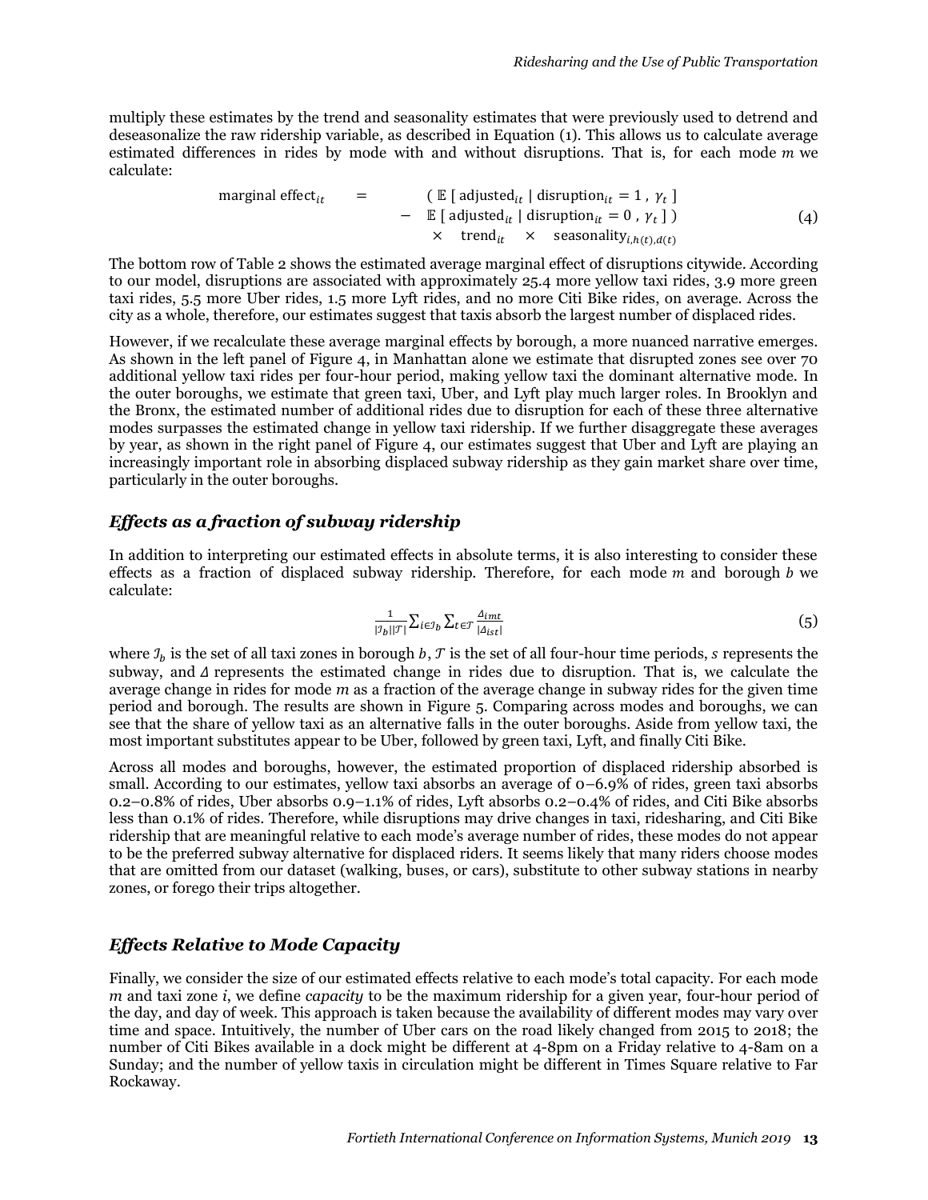multiply these estimates by the trend and seasonality estimates that were previously used to detrend and deseasonalize the raw ridership variable, as described in Equation (1). This allows us to calculate average estimated differences in rides by mode with and without disruptions. That is, for each mode $m$ we calculate:

$$\begin{aligned} \text{marginal effect}_{it} \quad = \quad & (\,\mathbb{E}\,[\,\text{adjusted}_{it}\mid \text{disruption}_{it}=1\,,\ \gamma_t\,] \\ & -\ \mathbb{E}\,[\,\text{adjusted}_{it}\mid \text{disruption}_{it}=0\,,\ \gamma_t\,]\,) \\ & \times\quad \text{trend}_{it}\quad \times\quad \text{seasonality}_{i,h(t),d(t)} \end{aligned} \tag{4}$$

The bottom row of Table 2 shows the estimated average marginal effect of disruptions citywide. According to our model, disruptions are associated with approximately 25.4 more yellow taxi rides, 3.9 more green taxi rides, 5.5 more Uber rides, 1.5 more Lyft rides, and no more Citi Bike rides, on average. Across the city as a whole, therefore, our estimates suggest that taxis absorb the largest number of displaced rides.

However, if we recalculate these average marginal effects by borough, a more nuanced narrative emerges. As shown in the left panel of Figure 4, in Manhattan alone we estimate that disrupted zones see over 70 additional yellow taxi rides per four-hour period, making yellow taxi the dominant alternative mode. In the outer boroughs, we estimate that green taxi, Uber, and Lyft play much larger roles. In Brooklyn and the Bronx, the estimated number of additional rides due to disruption for each of these three alternative modes surpasses the estimated change in yellow taxi ridership. If we further disaggregate these averages by year, as shown in the right panel of Figure 4, our estimates suggest that Uber and Lyft are playing an increasingly important role in absorbing displaced subway ridership as they gain market share over time, particularly in the outer boroughs.

## *Effects as a fraction of subway ridership*

In addition to interpreting our estimated effects in absolute terms, it is also interesting to consider these effects as a fraction of displaced subway ridership. Therefore, for each mode $m$ and borough $b$ we calculate:

$$\frac{1}{|\mathcal{I}_b||\mathcal{T}|}\sum_{i\in\mathcal{I}_b}\sum_{t\in\mathcal{T}}\frac{\Delta_{imt}}{|\Delta_{ist}|} \tag{5}$$

where $\mathcal{I}_b$ is the set of all taxi zones in borough $b$, $\mathcal{T}$ is the set of all four-hour time periods, $s$ represents the subway, and $\Delta$ represents the estimated change in rides due to disruption. That is, we calculate the average change in rides for mode $m$ as a fraction of the average change in subway rides for the given time period and borough. The results are shown in Figure 5. Comparing across modes and boroughs, we can see that the share of yellow taxi as an alternative falls in the outer boroughs. Aside from yellow taxi, the most important substitutes appear to be Uber, followed by green taxi, Lyft, and finally Citi Bike.

Across all modes and boroughs, however, the estimated proportion of displaced ridership absorbed is small. According to our estimates, yellow taxi absorbs an average of 0–6.9% of rides, green taxi absorbs 0.2–0.8% of rides, Uber absorbs 0.9–1.1% of rides, Lyft absorbs 0.2–0.4% of rides, and Citi Bike absorbs less than 0.1% of rides. Therefore, while disruptions may drive changes in taxi, ridesharing, and Citi Bike ridership that are meaningful relative to each mode's average number of rides, these modes do not appear to be the preferred subway alternative for displaced riders. It seems likely that many riders choose modes that are omitted from our dataset (walking, buses, or cars), substitute to other subway stations in nearby zones, or forego their trips altogether.

## *Effects Relative to Mode Capacity*

Finally, we consider the size of our estimated effects relative to each mode's total capacity. For each mode $m$ and taxi zone $i$, we define *capacity* to be the maximum ridership for a given year, four-hour period of the day, and day of week. This approach is taken because the availability of different modes may vary over time and space. Intuitively, the number of Uber cars on the road likely changed from 2015 to 2018; the number of Citi Bikes available in a dock might be different at 4-8pm on a Friday relative to 4-8am on a Sunday; and the number of yellow taxis in circulation might be different in Times Square relative to Far Rockaway.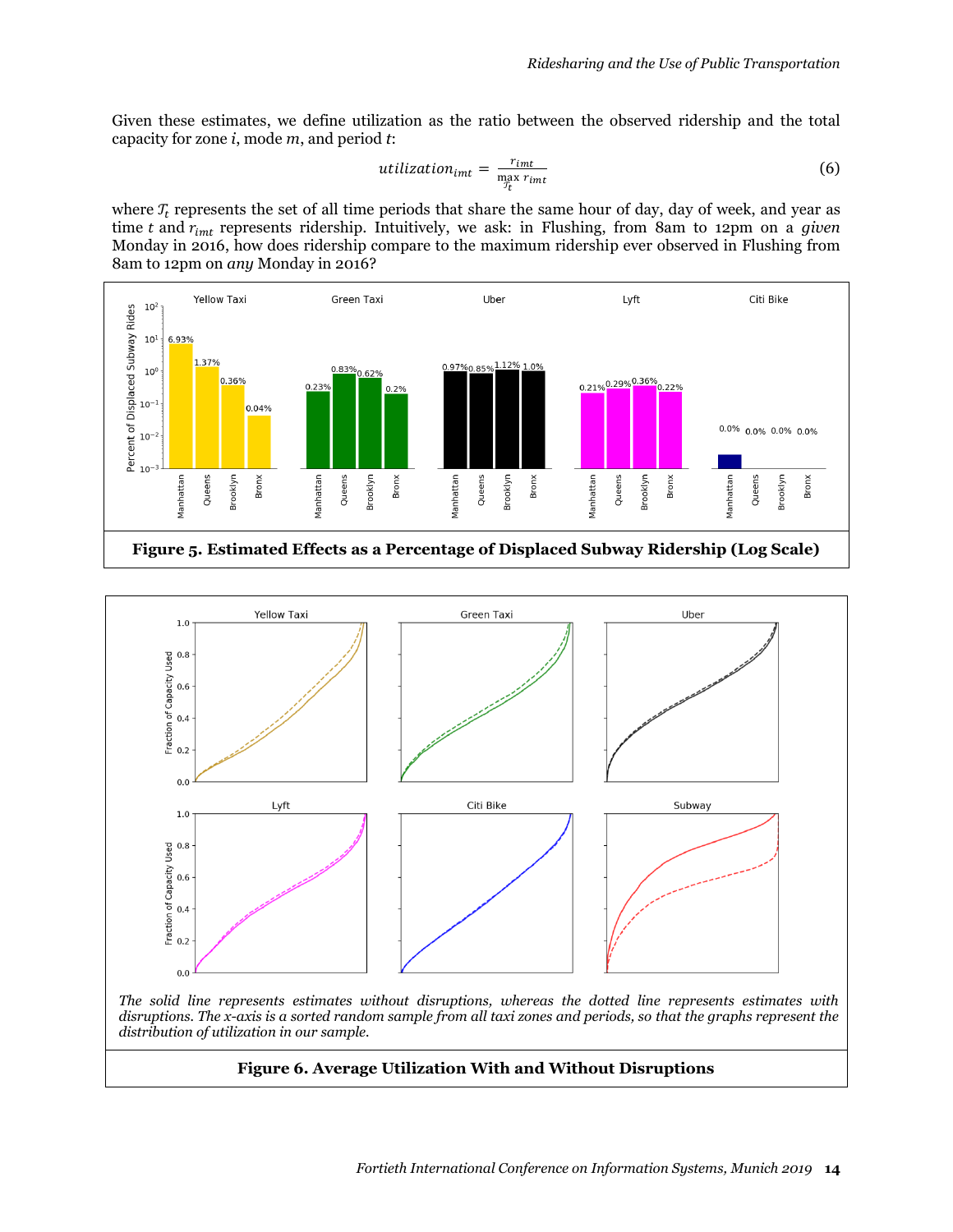Given these estimates, we define utilization as the ratio between the observed ridership and the total capacity for zone $i$, mode $m$, and period $t$:

$$utilization_{imt} = \frac{r_{imt}}{\max\limits_{\mathcal{T}_t} r_{imt}} \tag{6}$$

where $\mathcal{T}_t$ represents the set of all time periods that share the same hour of day, day of week, and year as time $t$ and $r_{imt}$ represents ridership. Intuitively, we ask: in Flushing, from 8am to 12pm on a *given* Monday in 2016, how does ridership compare to the maximum ridership ever observed in Flushing from 8am to 12pm on *any* Monday in 2016?

**Figure 5. Estimated Effects as a Percentage of Displaced Subway Ridership (Log Scale)**

*The solid line represents estimates without disruptions, whereas the dotted line represents estimates with disruptions. The x-axis is a sorted random sample from all taxi zones and periods, so that the graphs represent the distribution of utilization in our sample.*

**Figure 6. Average Utilization With and Without Disruptions**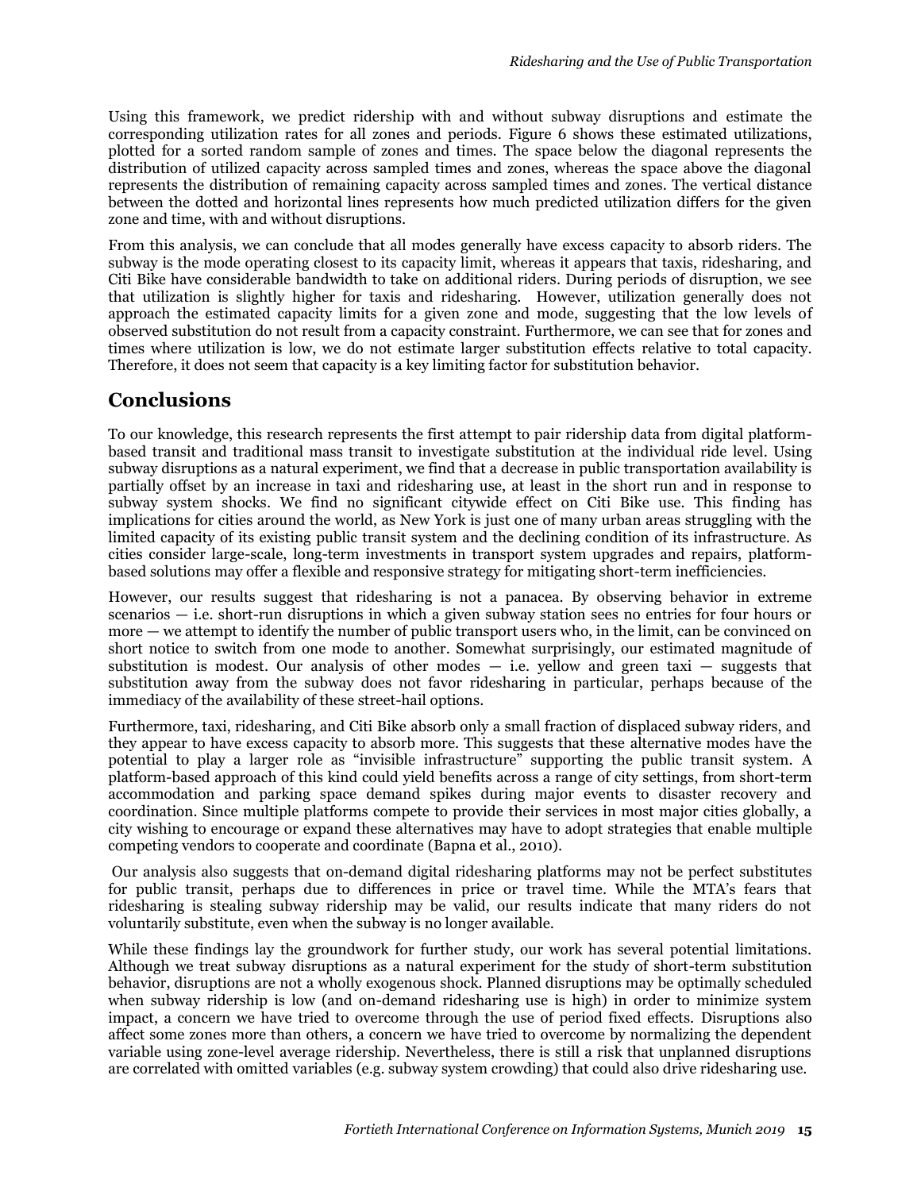Using this framework, we predict ridership with and without subway disruptions and estimate the corresponding utilization rates for all zones and periods. Figure 6 shows these estimated utilizations, plotted for a sorted random sample of zones and times. The space below the diagonal represents the distribution of utilized capacity across sampled times and zones, whereas the space above the diagonal represents the distribution of remaining capacity across sampled times and zones. The vertical distance between the dotted and horizontal lines represents how much predicted utilization differs for the given zone and time, with and without disruptions.

From this analysis, we can conclude that all modes generally have excess capacity to absorb riders. The subway is the mode operating closest to its capacity limit, whereas it appears that taxis, ridesharing, and Citi Bike have considerable bandwidth to take on additional riders. During periods of disruption, we see that utilization is slightly higher for taxis and ridesharing. However, utilization generally does not approach the estimated capacity limits for a given zone and mode, suggesting that the low levels of observed substitution do not result from a capacity constraint. Furthermore, we can see that for zones and times where utilization is low, we do not estimate larger substitution effects relative to total capacity. Therefore, it does not seem that capacity is a key limiting factor for substitution behavior.

## Conclusions

To our knowledge, this research represents the first attempt to pair ridership data from digital platform-based transit and traditional mass transit to investigate substitution at the individual ride level. Using subway disruptions as a natural experiment, we find that a decrease in public transportation availability is partially offset by an increase in taxi and ridesharing use, at least in the short run and in response to subway system shocks. We find no significant citywide effect on Citi Bike use. This finding has implications for cities around the world, as New York is just one of many urban areas struggling with the limited capacity of its existing public transit system and the declining condition of its infrastructure. As cities consider large-scale, long-term investments in transport system upgrades and repairs, platform-based solutions may offer a flexible and responsive strategy for mitigating short-term inefficiencies.

However, our results suggest that ridesharing is not a panacea. By observing behavior in extreme scenarios — i.e. short-run disruptions in which a given subway station sees no entries for four hours or more — we attempt to identify the number of public transport users who, in the limit, can be convinced on short notice to switch from one mode to another. Somewhat surprisingly, our estimated magnitude of substitution is modest. Our analysis of other modes — i.e. yellow and green taxi — suggests that substitution away from the subway does not favor ridesharing in particular, perhaps because of the immediacy of the availability of these street-hail options.

Furthermore, taxi, ridesharing, and Citi Bike absorb only a small fraction of displaced subway riders, and they appear to have excess capacity to absorb more. This suggests that these alternative modes have the potential to play a larger role as "invisible infrastructure" supporting the public transit system. A platform-based approach of this kind could yield benefits across a range of city settings, from short-term accommodation and parking space demand spikes during major events to disaster recovery and coordination. Since multiple platforms compete to provide their services in most major cities globally, a city wishing to encourage or expand these alternatives may have to adopt strategies that enable multiple competing vendors to cooperate and coordinate (Bapna et al., 2010).

Our analysis also suggests that on-demand digital ridesharing platforms may not be perfect substitutes for public transit, perhaps due to differences in price or travel time. While the MTA's fears that ridesharing is stealing subway ridership may be valid, our results indicate that many riders do not voluntarily substitute, even when the subway is no longer available.

While these findings lay the groundwork for further study, our work has several potential limitations. Although we treat subway disruptions as a natural experiment for the study of short-term substitution behavior, disruptions are not a wholly exogenous shock. Planned disruptions may be optimally scheduled when subway ridership is low (and on-demand ridesharing use is high) in order to minimize system impact, a concern we have tried to overcome through the use of period fixed effects. Disruptions also affect some zones more than others, a concern we have tried to overcome by normalizing the dependent variable using zone-level average ridership. Nevertheless, there is still a risk that unplanned disruptions are correlated with omitted variables (e.g. subway system crowding) that could also drive ridesharing use.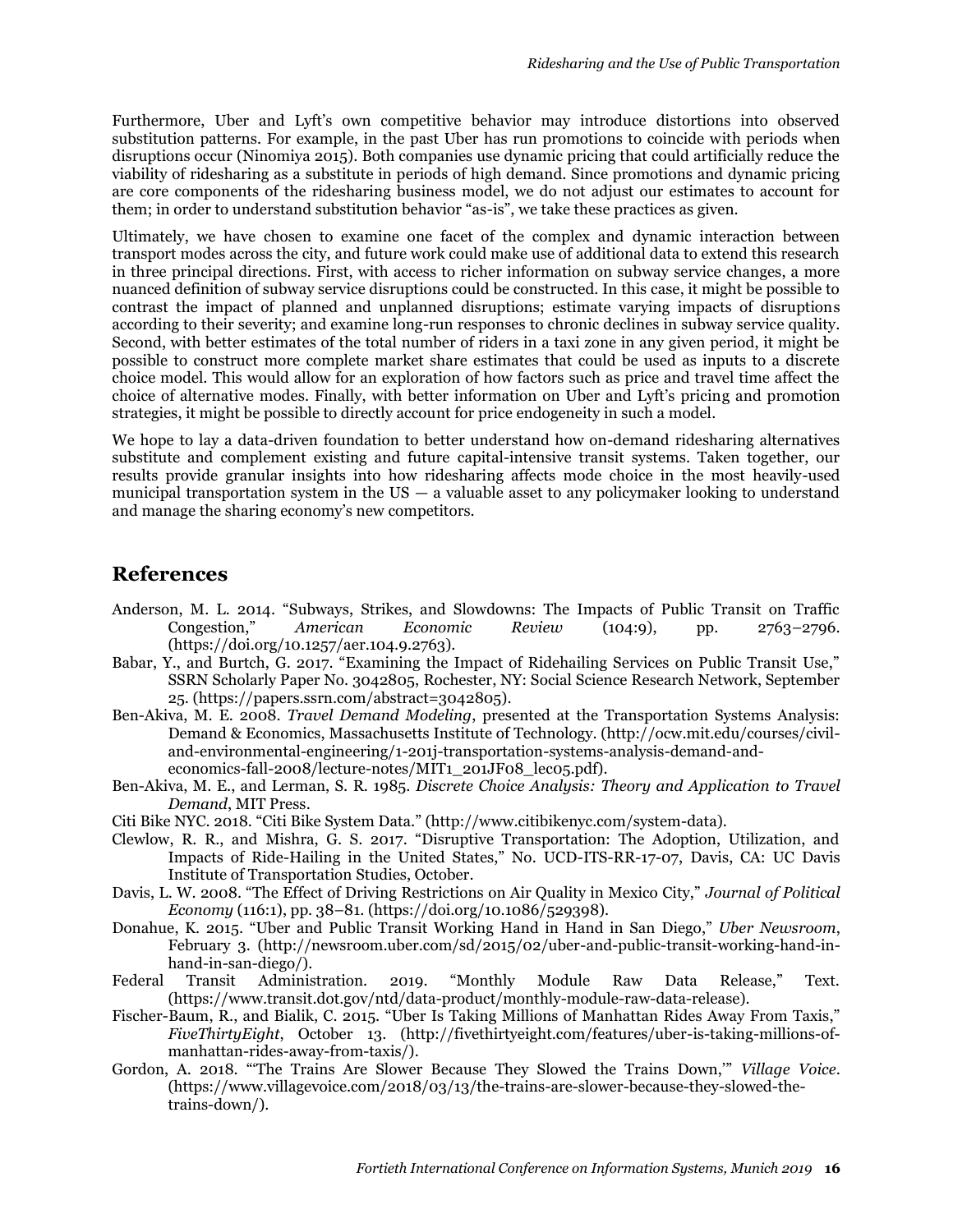Furthermore, Uber and Lyft's own competitive behavior may introduce distortions into observed substitution patterns. For example, in the past Uber has run promotions to coincide with periods when disruptions occur (Ninomiya 2015). Both companies use dynamic pricing that could artificially reduce the viability of ridesharing as a substitute in periods of high demand. Since promotions and dynamic pricing are core components of the ridesharing business model, we do not adjust our estimates to account for them; in order to understand substitution behavior "as-is", we take these practices as given.

Ultimately, we have chosen to examine one facet of the complex and dynamic interaction between transport modes across the city, and future work could make use of additional data to extend this research in three principal directions. First, with access to richer information on subway service changes, a more nuanced definition of subway service disruptions could be constructed. In this case, it might be possible to contrast the impact of planned and unplanned disruptions; estimate varying impacts of disruptions according to their severity; and examine long-run responses to chronic declines in subway service quality. Second, with better estimates of the total number of riders in a taxi zone in any given period, it might be possible to construct more complete market share estimates that could be used as inputs to a discrete choice model. This would allow for an exploration of how factors such as price and travel time affect the choice of alternative modes. Finally, with better information on Uber and Lyft's pricing and promotion strategies, it might be possible to directly account for price endogeneity in such a model.

We hope to lay a data-driven foundation to better understand how on-demand ridesharing alternatives substitute and complement existing and future capital-intensive transit systems. Taken together, our results provide granular insights into how ridesharing affects mode choice in the most heavily-used municipal transportation system in the US — a valuable asset to any policymaker looking to understand and manage the sharing economy's new competitors.

## References

Anderson, M. L. 2014. "Subways, Strikes, and Slowdowns: The Impacts of Public Transit on Traffic Congestion," *American Economic Review* (104:9), pp. 2763–2796. (https://doi.org/10.1257/aer.104.9.2763).

Babar, Y., and Burtch, G. 2017. "Examining the Impact of Ridehailing Services on Public Transit Use," SSRN Scholarly Paper No. 3042805, Rochester, NY: Social Science Research Network, September 25. (https://papers.ssrn.com/abstract=3042805).

Ben-Akiva, M. E. 2008. *Travel Demand Modeling*, presented at the Transportation Systems Analysis: Demand & Economics, Massachusetts Institute of Technology. (http://ocw.mit.edu/courses/civil-and-environmental-engineering/1-201j-transportation-systems-analysis-demand-and-economics-fall-2008/lecture-notes/MIT1_201JF08_lec05.pdf).

Ben-Akiva, M. E., and Lerman, S. R. 1985. *Discrete Choice Analysis: Theory and Application to Travel Demand*, MIT Press.

Citi Bike NYC. 2018. "Citi Bike System Data." (http://www.citibikenyc.com/system-data).

Clewlow, R. R., and Mishra, G. S. 2017. "Disruptive Transportation: The Adoption, Utilization, and Impacts of Ride-Hailing in the United States," No. UCD-ITS-RR-17-07, Davis, CA: UC Davis Institute of Transportation Studies, October.

Davis, L. W. 2008. "The Effect of Driving Restrictions on Air Quality in Mexico City," *Journal of Political Economy* (116:1), pp. 38–81. (https://doi.org/10.1086/529398).

Donahue, K. 2015. "Uber and Public Transit Working Hand in Hand in San Diego," *Uber Newsroom*, February 3. (http://newsroom.uber.com/sd/2015/02/uber-and-public-transit-working-hand-in-hand-in-san-diego/).

Federal Transit Administration. 2019. "Monthly Module Raw Data Release," Text. (https://www.transit.dot.gov/ntd/data-product/monthly-module-raw-data-release).

Fischer-Baum, R., and Bialik, C. 2015. "Uber Is Taking Millions of Manhattan Rides Away From Taxis," *FiveThirtyEight*, October 13. (http://fivethirtyeight.com/features/uber-is-taking-millions-of-manhattan-rides-away-from-taxis/).

Gordon, A. 2018. "'The Trains Are Slower Because They Slowed the Trains Down,'" *Village Voice*. (https://www.villagevoice.com/2018/03/13/the-trains-are-slower-because-they-slowed-the-trains-down/).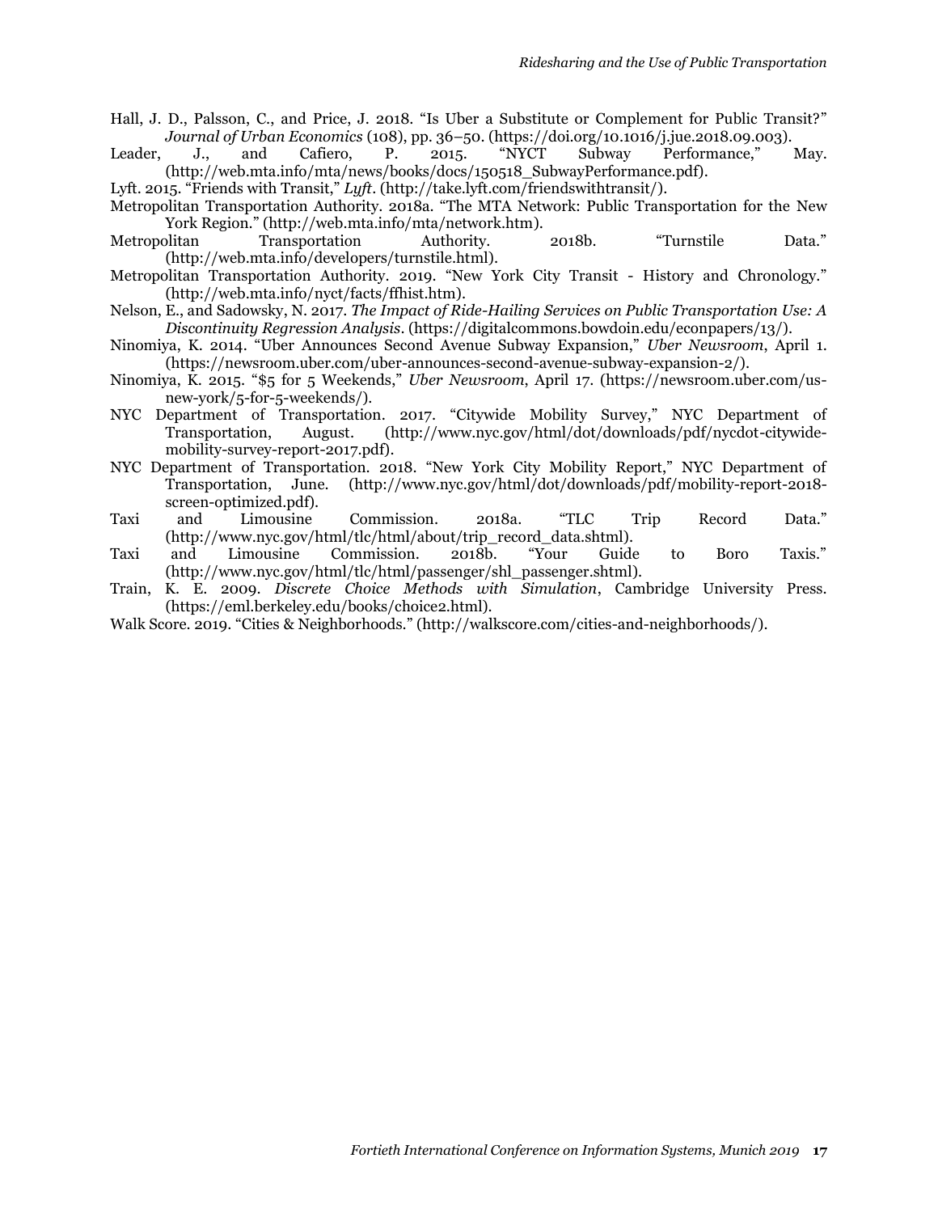Hall, J. D., Palsson, C., and Price, J. 2018. "Is Uber a Substitute or Complement for Public Transit?" *Journal of Urban Economics* (108), pp. 36–50. (https://doi.org/10.1016/j.jue.2018.09.003).

Leader, J., and Cafiero, P. 2015. "NYCT Subway Performance," May. (http://web.mta.info/mta/news/books/docs/150518_SubwayPerformance.pdf).

Lyft. 2015. "Friends with Transit," *Lyft*. (http://take.lyft.com/friendswithtransit/).

Metropolitan Transportation Authority. 2018a. "The MTA Network: Public Transportation for the New York Region." (http://web.mta.info/mta/network.htm).

Metropolitan Transportation Authority. 2018b. "Turnstile Data." (http://web.mta.info/developers/turnstile.html).

Metropolitan Transportation Authority. 2019. "New York City Transit - History and Chronology." (http://web.mta.info/nyct/facts/ffhist.htm).

Nelson, E., and Sadowsky, N. 2017. *The Impact of Ride-Hailing Services on Public Transportation Use: A Discontinuity Regression Analysis*. (https://digitalcommons.bowdoin.edu/econpapers/13/).

Ninomiya, K. 2014. "Uber Announces Second Avenue Subway Expansion," *Uber Newsroom*, April 1. (https://newsroom.uber.com/uber-announces-second-avenue-subway-expansion-2/).

Ninomiya, K. 2015. "$5 for 5 Weekends," *Uber Newsroom*, April 17. (https://newsroom.uber.com/us-new-york/5-for-5-weekends/).

NYC Department of Transportation. 2017. "Citywide Mobility Survey," NYC Department of Transportation, August. (http://www.nyc.gov/html/dot/downloads/pdf/nycdot-citywide-mobility-survey-report-2017.pdf).

NYC Department of Transportation. 2018. "New York City Mobility Report," NYC Department of Transportation, June. (http://www.nyc.gov/html/dot/downloads/pdf/mobility-report-2018-screen-optimized.pdf).

Taxi and Limousine Commission. 2018a. "TLC Trip Record Data." (http://www.nyc.gov/html/tlc/html/about/trip_record_data.shtml).

Taxi and Limousine Commission. 2018b. "Your Guide to Boro Taxis." (http://www.nyc.gov/html/tlc/html/passenger/shl_passenger.shtml).

Train, K. E. 2009. *Discrete Choice Methods with Simulation*, Cambridge University Press. (https://eml.berkeley.edu/books/choice2.html).

Walk Score. 2019. "Cities & Neighborhoods." (http://walkscore.com/cities-and-neighborhoods/).